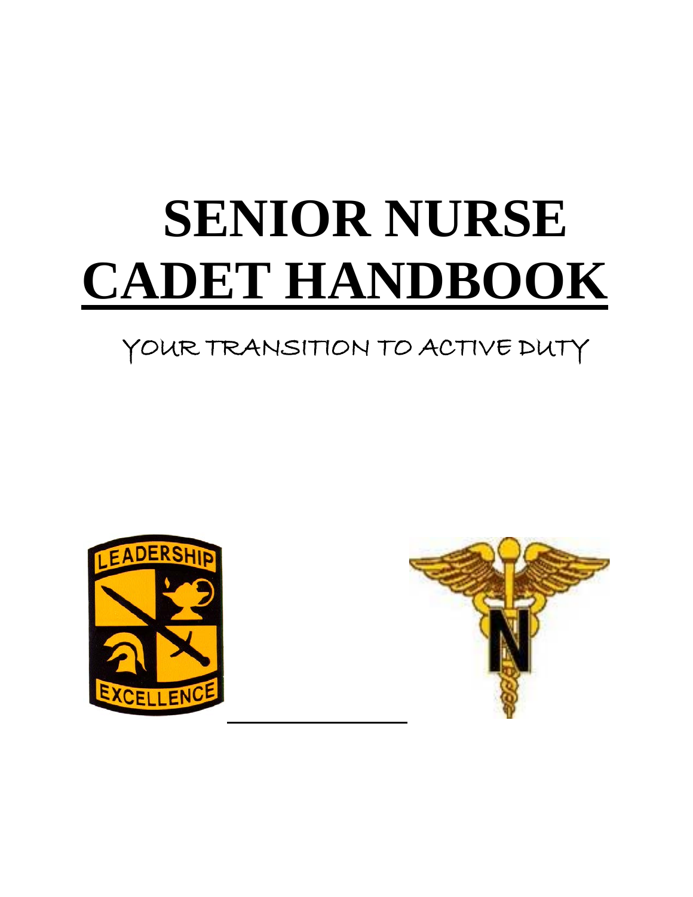# SENIOR NURSE CADET HANDBOOK

YOUR TRANSITION TO ACTIVE DUTY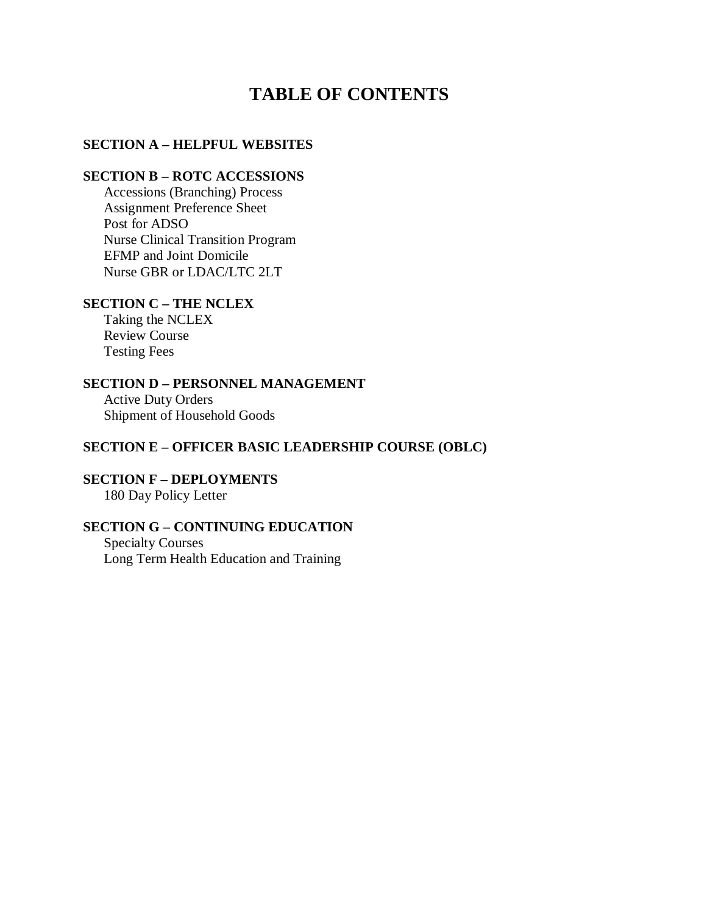# TABLE OF CONTENTS

**SECTION A – HELPFUL WEBSITES**

**SECTION B – ROTC ACCESSIONS**
- Accessions (Branching) Process
- Assignment Preference Sheet
- Post for ADSO
- Nurse Clinical Transition Program
- EFMP and Joint Domicile
- Nurse GBR or LDAC/LTC 2LT

**SECTION C – THE NCLEX**
- Taking the NCLEX
- Review Course
- Testing Fees

**SECTION D – PERSONNEL MANAGEMENT**
- Active Duty Orders
- Shipment of Household Goods

**SECTION E – OFFICER BASIC LEADERSHIP COURSE (OBLC)**

**SECTION F – DEPLOYMENTS**
- 180 Day Policy Letter

**SECTION G – CONTINUING EDUCATION**
- Specialty Courses
- Long Term Health Education and Training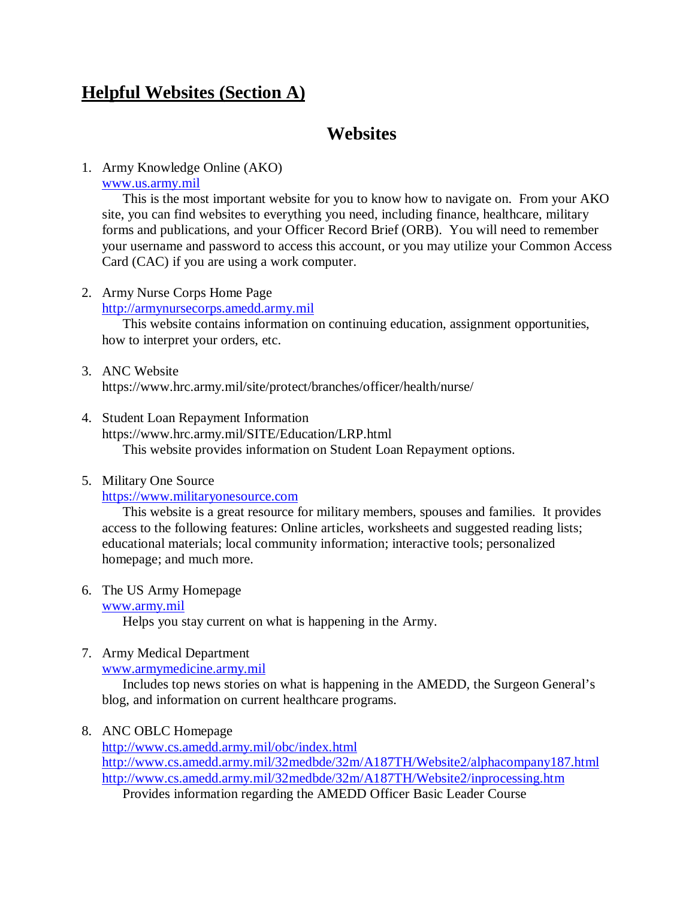## Helpful Websites (Section A)

# Websites

1. Army Knowledge Online (AKO)
   www.us.army.mil
   This is the most important website for you to know how to navigate on. From your AKO site, you can find websites to everything you need, including finance, healthcare, military forms and publications, and your Officer Record Brief (ORB). You will need to remember your username and password to access this account, or you may utilize your Common Access Card (CAC) if you are using a work computer.

2. Army Nurse Corps Home Page
   http://armynursecorps.amedd.army.mil
   This website contains information on continuing education, assignment opportunities, how to interpret your orders, etc.

3. ANC Website
   https://www.hrc.army.mil/site/protect/branches/officer/health/nurse/

4. Student Loan Repayment Information
   https://www.hrc.army.mil/SITE/Education/LRP.html
   This website provides information on Student Loan Repayment options.

5. Military One Source
   https://www.militaryonesource.com
   This website is a great resource for military members, spouses and families. It provides access to the following features: Online articles, worksheets and suggested reading lists; educational materials; local community information; interactive tools; personalized homepage; and much more.

6. The US Army Homepage
   www.army.mil
   Helps you stay current on what is happening in the Army.

7. Army Medical Department
   www.armymedicine.army.mil
   Includes top news stories on what is happening in the AMEDD, the Surgeon General's blog, and information on current healthcare programs.

8. ANC OBLC Homepage
   http://www.cs.amedd.army.mil/obc/index.html
   http://www.cs.amedd.army.mil/32medbde/32m/A187TH/Website2/alphacompany187.html
   http://www.cs.amedd.army.mil/32medbde/32m/A187TH/Website2/inprocessing.htm
   Provides information regarding the AMEDD Officer Basic Leader Course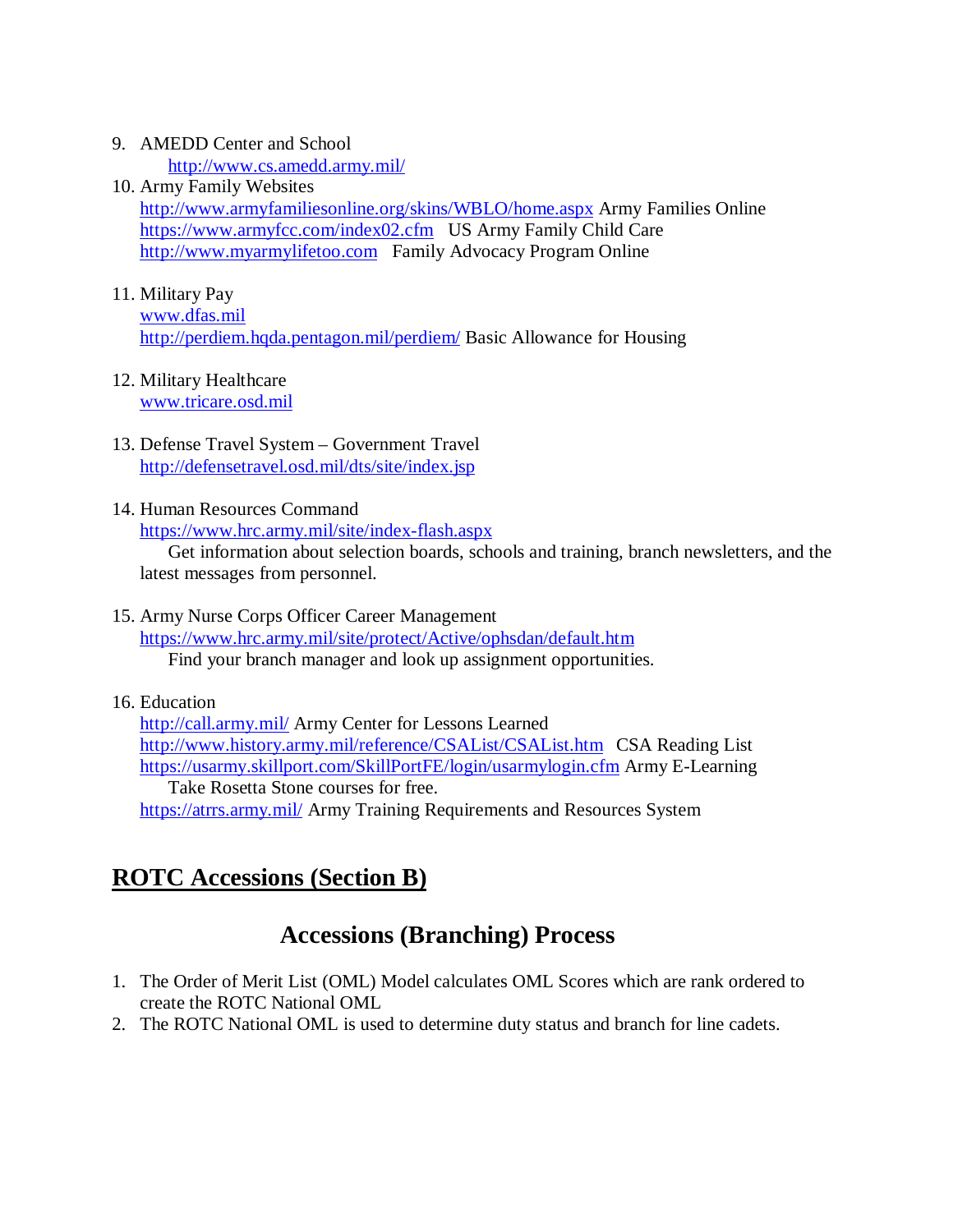9. AMEDD Center and School
   http://www.cs.amedd.army.mil/
10. Army Family Websites
    http://www.armyfamiliesonline.org/skins/WBLO/home.aspx Army Families Online
    https://www.armyfcc.com/index02.cfm US Army Family Child Care
    http://www.myarmylifetoo.com Family Advocacy Program Online

11. Military Pay
    www.dfas.mil
    http://perdiem.hqda.pentagon.mil/perdiem/ Basic Allowance for Housing

12. Military Healthcare
    www.tricare.osd.mil

13. Defense Travel System – Government Travel
    http://defensetravel.osd.mil/dts/site/index.jsp

14. Human Resources Command
    https://www.hrc.army.mil/site/index-flash.aspx
    Get information about selection boards, schools and training, branch newsletters, and the latest messages from personnel.

15. Army Nurse Corps Officer Career Management
    https://www.hrc.army.mil/site/protect/Active/ophsdan/default.htm
    Find your branch manager and look up assignment opportunities.

16. Education
    http://call.army.mil/ Army Center for Lessons Learned
    http://www.history.army.mil/reference/CSAList/CSAList.htm CSA Reading List
    https://usarmy.skillport.com/SkillPortFE/login/usarmylogin.cfm Army E-Learning
    Take Rosetta Stone courses for free.
    https://atrrs.army.mil/ Army Training Requirements and Resources System

## ROTC Accessions (Section B)

### Accessions (Branching) Process

1. The Order of Merit List (OML) Model calculates OML Scores which are rank ordered to create the ROTC National OML
2. The ROTC National OML is used to determine duty status and branch for line cadets.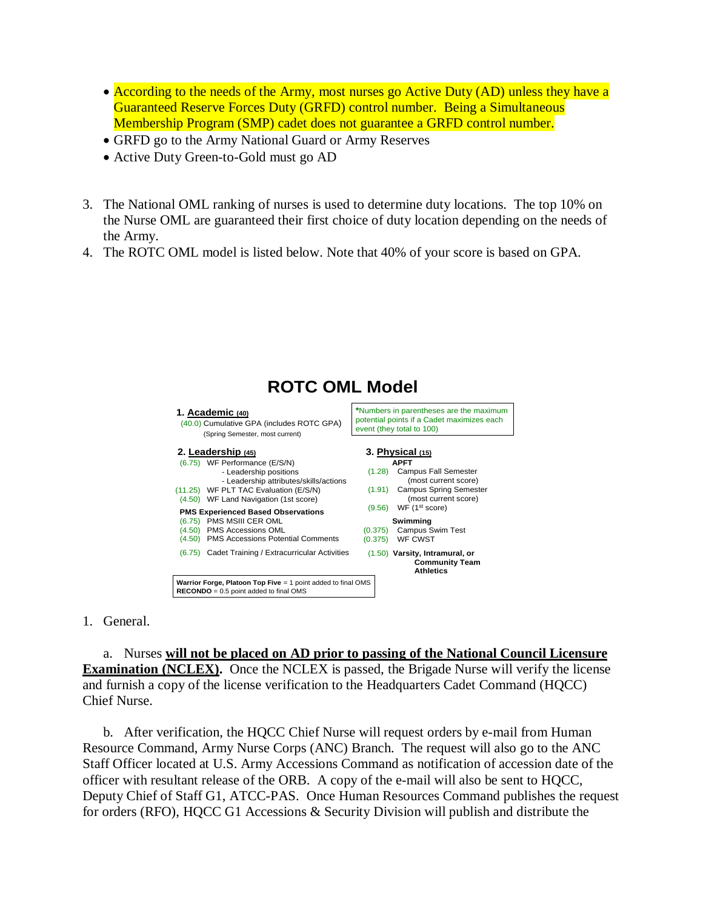- According to the needs of the Army, most nurses go Active Duty (AD) unless they have a Guaranteed Reserve Forces Duty (GRFD) control number. Being a Simultaneous Membership Program (SMP) cadet does not guarantee a GRFD control number.
- GRFD go to the Army National Guard or Army Reserves
- Active Duty Green-to-Gold must go AD

3. The National OML ranking of nurses is used to determine duty locations. The top 10% on the Nurse OML are guaranteed their first choice of duty location depending on the needs of the Army.
4. The ROTC OML model is listed below. Note that 40% of your score is based on GPA.

## ROTC OML Model

*Numbers in parentheses are the maximum potential points if a Cadet maximizes each event (they total to 100)

**1. Academic (40)**

- (40.0) Cumulative GPA (includes ROTC GPA) (Spring Semester, most current)

**2. Leadership (45)**

- (6.75) WF Performance (E/S/N)
  - Leadership positions
  - Leadership attributes/skills/actions
- (11.25) WF PLT TAC Evaluation (E/S/N)
- (4.50) WF Land Navigation (1st score)

**PMS Experienced Based Observations**

- (6.75) PMS MSIII CER OML
- (4.50) PMS Accessions OML
- (4.50) PMS Accessions Potential Comments
- (6.75) Cadet Training / Extracurricular Activities

**3. Physical (15)**

**APFT**

- (1.28) Campus Fall Semester (most current score)
- (1.91) Campus Spring Semester (most current score)
- (9.56) WF (1st score)

**Swimming**

- (0.375) Campus Swim Test
- (0.375) WF CWST
- (1.50) **Varsity, Intramural, or Community Team Athletics**

**Warrior Forge, Platoon Top Five** = 1 point added to final OMS
**RECONDO** = 0.5 point added to final OMS

1. General.

   a. Nurses **will not be placed on AD prior to passing of the National Council Licensure Examination (NCLEX).** Once the NCLEX is passed, the Brigade Nurse will verify the license and furnish a copy of the license verification to the Headquarters Cadet Command (HQCC) Chief Nurse.

   b. After verification, the HQCC Chief Nurse will request orders by e-mail from Human Resource Command, Army Nurse Corps (ANC) Branch. The request will also go to the ANC Staff Officer located at U.S. Army Accessions Command as notification of accession date of the officer with resultant release of the ORB. A copy of the e-mail will also be sent to HQCC, Deputy Chief of Staff G1, ATCC-PAS. Once Human Resources Command publishes the request for orders (RFO), HQCC G1 Accessions & Security Division will publish and distribute the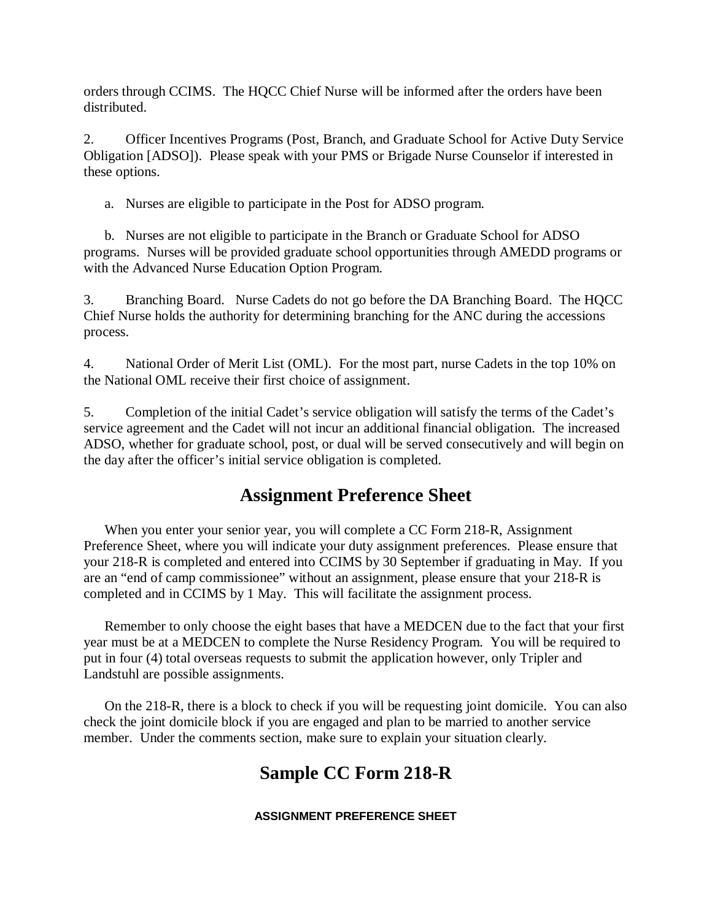orders through CCIMS. The HQCC Chief Nurse will be informed after the orders have been distributed.

2. Officer Incentives Programs (Post, Branch, and Graduate School for Active Duty Service Obligation [ADSO]). Please speak with your PMS or Brigade Nurse Counselor if interested in these options.

a. Nurses are eligible to participate in the Post for ADSO program.

b. Nurses are not eligible to participate in the Branch or Graduate School for ADSO programs. Nurses will be provided graduate school opportunities through AMEDD programs or with the Advanced Nurse Education Option Program.

3. Branching Board. Nurse Cadets do not go before the DA Branching Board. The HQCC Chief Nurse holds the authority for determining branching for the ANC during the accessions process.

4. National Order of Merit List (OML). For the most part, nurse Cadets in the top 10% on the National OML receive their first choice of assignment.

5. Completion of the initial Cadet's service obligation will satisfy the terms of the Cadet's service agreement and the Cadet will not incur an additional financial obligation. The increased ADSO, whether for graduate school, post, or dual will be served consecutively and will begin on the day after the officer's initial service obligation is completed.

## Assignment Preference Sheet

When you enter your senior year, you will complete a CC Form 218-R, Assignment Preference Sheet, where you will indicate your duty assignment preferences. Please ensure that your 218-R is completed and entered into CCIMS by 30 September if graduating in May. If you are an "end of camp commissionee" without an assignment, please ensure that your 218-R is completed and in CCIMS by 1 May. This will facilitate the assignment process.

Remember to only choose the eight bases that have a MEDCEN due to the fact that your first year must be at a MEDCEN to complete the Nurse Residency Program. You will be required to put in four (4) total overseas requests to submit the application however, only Tripler and Landstuhl are possible assignments.

On the 218-R, there is a block to check if you will be requesting joint domicile. You can also check the joint domicile block if you are engaged and plan to be married to another service member. Under the comments section, make sure to explain your situation clearly.

## Sample CC Form 218-R

**ASSIGNMENT PREFERENCE SHEET**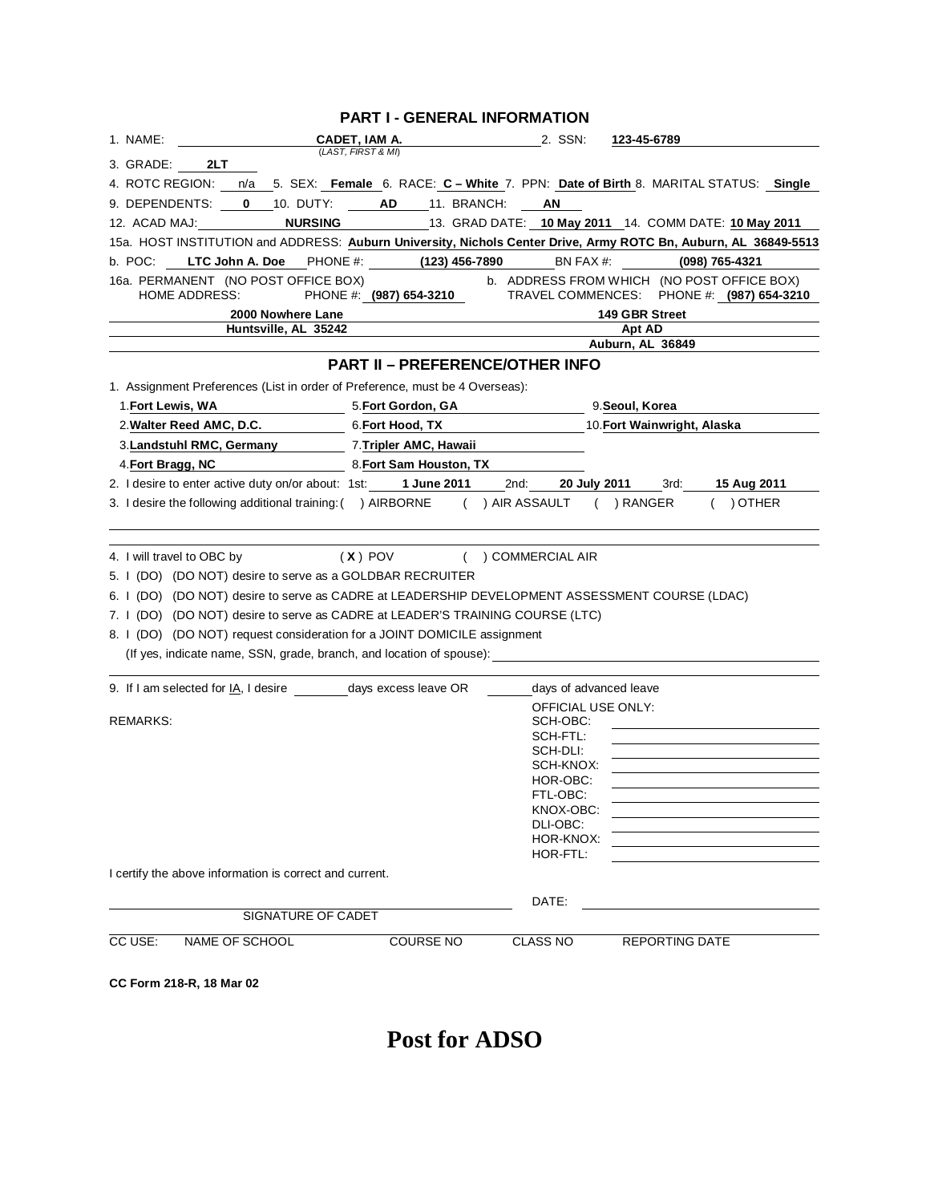## PART I - GENERAL INFORMATION

1. NAME: **CADET, IAM A.** (LAST, FIRST & MI) 2. SSN: **123-45-6789**

3. GRADE: **2LT**

4. ROTC REGION: n/a 5. SEX: **Female** 6. RACE: **C – White** 7. PPN: **Date of Birth** 8. MARITAL STATUS: **Single**

9. DEPENDENTS: **0** 10. DUTY: **AD** 11. BRANCH: **AN**

12. ACAD MAJ: **NURSING** 13. GRAD DATE: **10 May 2011** 14. COMM DATE: **10 May 2011**

15a. HOST INSTITUTION and ADDRESS: **Auburn University, Nichols Center Drive, Army ROTC Bn, Auburn, AL 36849-5513**

b. POC: **LTC John A. Doe** PHONE #: **(123) 456-7890** BN FAX #: **(098) 765-4321**

16a. PERMANENT (NO POST OFFICE BOX) HOME ADDRESS: PHONE #: **(987) 654-3210**

**2000 Nowhere Lane**
**Huntsville, AL 35242**

b. ADDRESS FROM WHICH (NO POST OFFICE BOX) TRAVEL COMMENCES: PHONE #: **(987) 654-3210**

**149 GBR Street**
**Apt AD**
**Auburn, AL 36849**

## PART II – PREFERENCE/OTHER INFO

1. Assignment Preferences (List in order of Preference, must be 4 Overseas):

| | | |
|---|---|---|
| 1. **Fort Lewis, WA** | 5. **Fort Gordon, GA** | 9. **Seoul, Korea** |
| 2. **Walter Reed AMC, D.C.** | 6. **Fort Hood, TX** | 10. **Fort Wainwright, Alaska** |
| 3. **Landstuhl RMC, Germany** | 7. **Tripler AMC, Hawaii** | |
| 4. **Fort Bragg, NC** | 8. **Fort Sam Houston, TX** | |

2. I desire to enter active duty on/or about: 1st: **1 June 2011** 2nd: **20 July 2011** 3rd: **15 Aug 2011**

3. I desire the following additional training: ( ) AIRBORNE ( ) AIR ASSAULT ( ) RANGER ( ) OTHER

4. I will travel to OBC by ( **X** ) POV ( ) COMMERCIAL AIR

5. I (DO) (DO NOT) desire to serve as a GOLDBAR RECRUITER

6. I (DO) (DO NOT) desire to serve as CADRE at LEADERSHIP DEVELOPMENT ASSESSMENT COURSE (LDAC)

7. I (DO) (DO NOT) desire to serve as CADRE at LEADER'S TRAINING COURSE (LTC)

8. I (DO) (DO NOT) request consideration for a JOINT DOMICILE assignment

(If yes, indicate name, SSN, grade, branch, and location of spouse): ______

9. If I am selected for IA, I desire ______ days excess leave OR ______ days of advanced leave

REMARKS:

OFFICIAL USE ONLY:
SCH-OBC:
SCH-FTL:
SCH-DLI:
SCH-KNOX:
HOR-OBC:
FTL-OBC:
KNOX-OBC:
DLI-OBC:
HOR-KNOX:
HOR-FTL:

I certify the above information is correct and current.

______ SIGNATURE OF CADET DATE: ______

| CC USE: | NAME OF SCHOOL | COURSE NO | CLASS NO | REPORTING DATE |
|---|---|---|---|---|

**CC Form 218-R, 18 Mar 02**

# Post for ADSO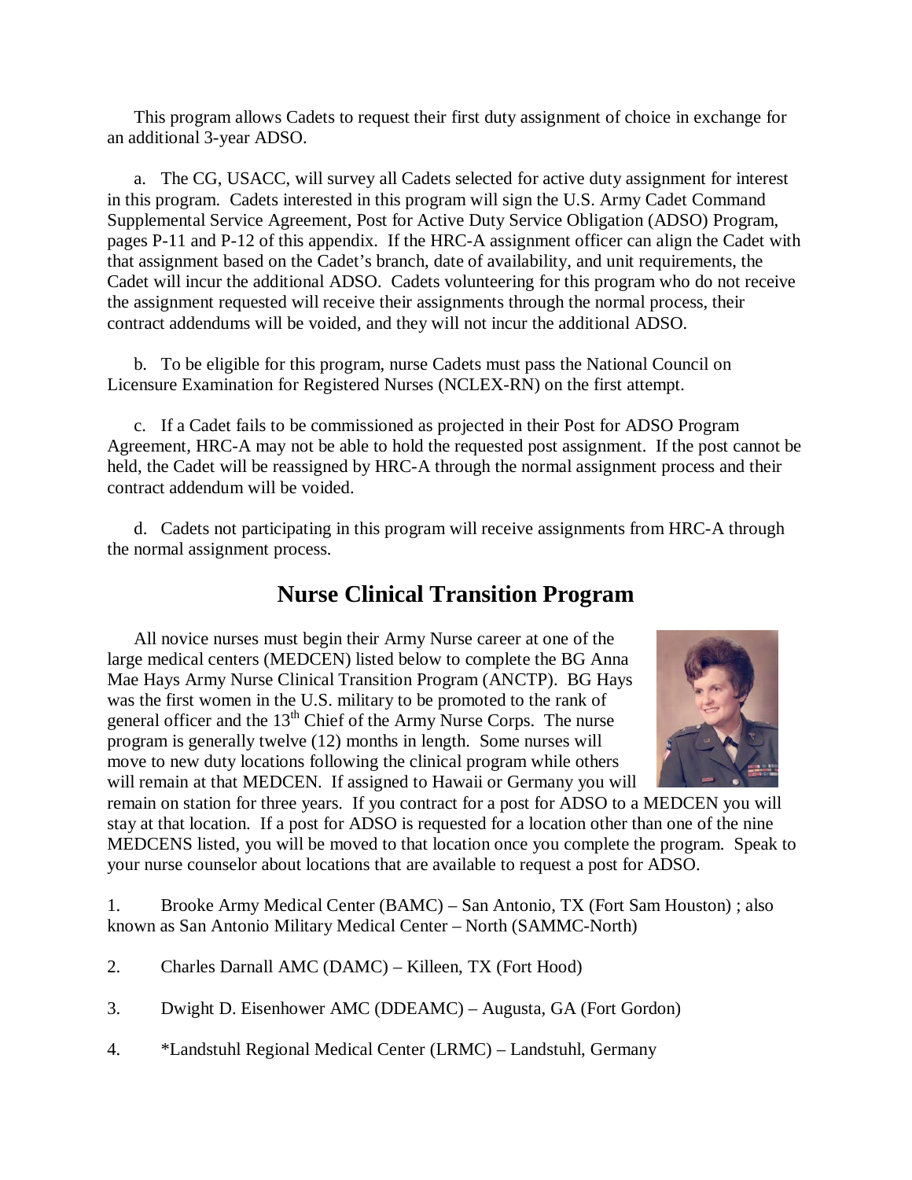This program allows Cadets to request their first duty assignment of choice in exchange for an additional 3-year ADSO.

a. The CG, USACC, will survey all Cadets selected for active duty assignment for interest in this program. Cadets interested in this program will sign the U.S. Army Cadet Command Supplemental Service Agreement, Post for Active Duty Service Obligation (ADSO) Program, pages P-11 and P-12 of this appendix. If the HRC-A assignment officer can align the Cadet with that assignment based on the Cadet's branch, date of availability, and unit requirements, the Cadet will incur the additional ADSO. Cadets volunteering for this program who do not receive the assignment requested will receive their assignments through the normal process, their contract addendums will be voided, and they will not incur the additional ADSO.

b. To be eligible for this program, nurse Cadets must pass the National Council on Licensure Examination for Registered Nurses (NCLEX-RN) on the first attempt.

c. If a Cadet fails to be commissioned as projected in their Post for ADSO Program Agreement, HRC-A may not be able to hold the requested post assignment. If the post cannot be held, the Cadet will be reassigned by HRC-A through the normal assignment process and their contract addendum will be voided.

d. Cadets not participating in this program will receive assignments from HRC-A through the normal assignment process.

## Nurse Clinical Transition Program

All novice nurses must begin their Army Nurse career at one of the large medical centers (MEDCEN) listed below to complete the BG Anna Mae Hays Army Nurse Clinical Transition Program (ANCTP). BG Hays was the first women in the U.S. military to be promoted to the rank of general officer and the 13th Chief of the Army Nurse Corps. The nurse program is generally twelve (12) months in length. Some nurses will move to new duty locations following the clinical program while others will remain at that MEDCEN. If assigned to Hawaii or Germany you will remain on station for three years. If you contract for a post for ADSO to a MEDCEN you will stay at that location. If a post for ADSO is requested for a location other than one of the nine MEDCENS listed, you will be moved to that location once you complete the program. Speak to your nurse counselor about locations that are available to request a post for ADSO.

1. Brooke Army Medical Center (BAMC) – San Antonio, TX (Fort Sam Houston) ; also known as San Antonio Military Medical Center – North (SAMMC-North)

2. Charles Darnall AMC (DAMC) – Killeen, TX (Fort Hood)

3. Dwight D. Eisenhower AMC (DDEAMC) – Augusta, GA (Fort Gordon)

4. *Landstuhl Regional Medical Center (LRMC) – Landstuhl, Germany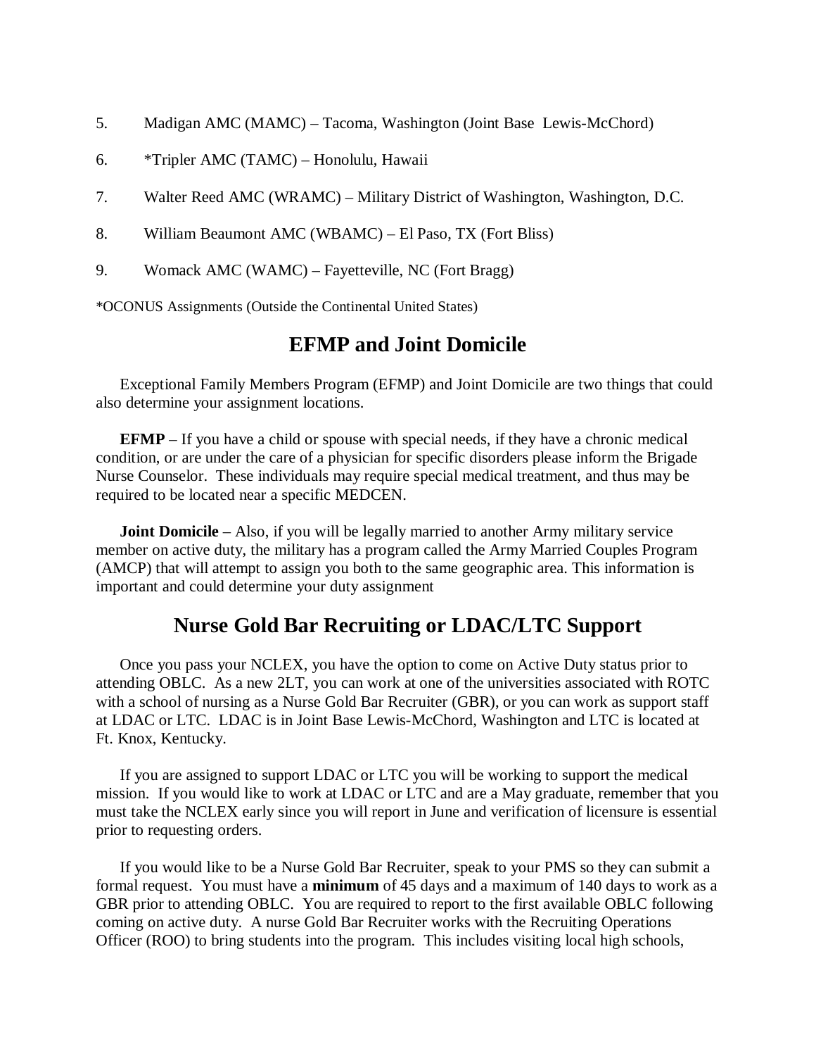5. Madigan AMC (MAMC) – Tacoma, Washington (Joint Base Lewis-McChord)

6. *Tripler AMC (TAMC) – Honolulu, Hawaii

7. Walter Reed AMC (WRAMC) – Military District of Washington, Washington, D.C.

8. William Beaumont AMC (WBAMC) – El Paso, TX (Fort Bliss)

9. Womack AMC (WAMC) – Fayetteville, NC (Fort Bragg)

*OCONUS Assignments (Outside the Continental United States)

## EFMP and Joint Domicile

Exceptional Family Members Program (EFMP) and Joint Domicile are two things that could also determine your assignment locations.

**EFMP** – If you have a child or spouse with special needs, if they have a chronic medical condition, or are under the care of a physician for specific disorders please inform the Brigade Nurse Counselor. These individuals may require special medical treatment, and thus may be required to be located near a specific MEDCEN.

**Joint Domicile** – Also, if you will be legally married to another Army military service member on active duty, the military has a program called the Army Married Couples Program (AMCP) that will attempt to assign you both to the same geographic area. This information is important and could determine your duty assignment

## Nurse Gold Bar Recruiting or LDAC/LTC Support

Once you pass your NCLEX, you have the option to come on Active Duty status prior to attending OBLC. As a new 2LT, you can work at one of the universities associated with ROTC with a school of nursing as a Nurse Gold Bar Recruiter (GBR), or you can work as support staff at LDAC or LTC. LDAC is in Joint Base Lewis-McChord, Washington and LTC is located at Ft. Knox, Kentucky.

If you are assigned to support LDAC or LTC you will be working to support the medical mission. If you would like to work at LDAC or LTC and are a May graduate, remember that you must take the NCLEX early since you will report in June and verification of licensure is essential prior to requesting orders.

If you would like to be a Nurse Gold Bar Recruiter, speak to your PMS so they can submit a formal request. You must have a **minimum** of 45 days and a maximum of 140 days to work as a GBR prior to attending OBLC. You are required to report to the first available OBLC following coming on active duty. A nurse Gold Bar Recruiter works with the Recruiting Operations Officer (ROO) to bring students into the program. This includes visiting local high schools,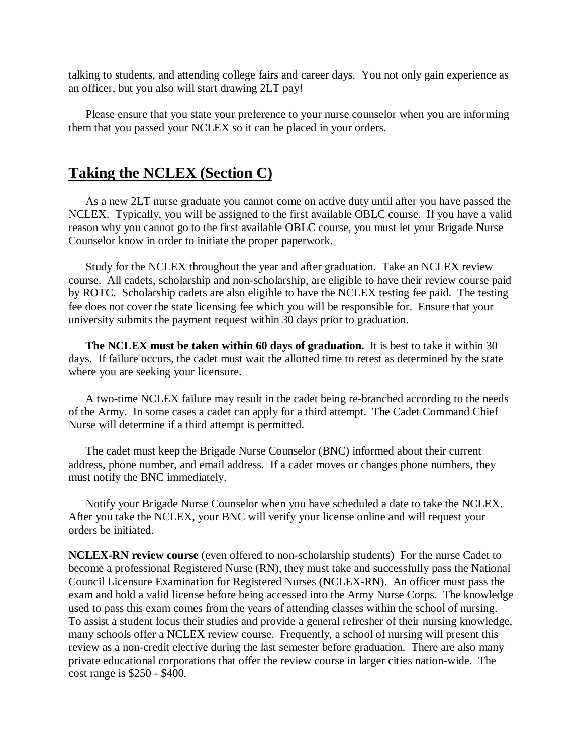talking to students, and attending college fairs and career days. You not only gain experience as an officer, but you also will start drawing 2LT pay!

Please ensure that you state your preference to your nurse counselor when you are informing them that you passed your NCLEX so it can be placed in your orders.

## Taking the NCLEX (Section C)

As a new 2LT nurse graduate you cannot come on active duty until after you have passed the NCLEX. Typically, you will be assigned to the first available OBLC course. If you have a valid reason why you cannot go to the first available OBLC course, you must let your Brigade Nurse Counselor know in order to initiate the proper paperwork.

Study for the NCLEX throughout the year and after graduation. Take an NCLEX review course. All cadets, scholarship and non-scholarship, are eligible to have their review course paid by ROTC. Scholarship cadets are also eligible to have the NCLEX testing fee paid. The testing fee does not cover the state licensing fee which you will be responsible for. Ensure that your university submits the payment request within 30 days prior to graduation.

**The NCLEX must be taken within 60 days of graduation.** It is best to take it within 30 days. If failure occurs, the cadet must wait the allotted time to retest as determined by the state where you are seeking your licensure.

A two-time NCLEX failure may result in the cadet being re-branched according to the needs of the Army. In some cases a cadet can apply for a third attempt. The Cadet Command Chief Nurse will determine if a third attempt is permitted.

The cadet must keep the Brigade Nurse Counselor (BNC) informed about their current address, phone number, and email address. If a cadet moves or changes phone numbers, they must notify the BNC immediately.

Notify your Brigade Nurse Counselor when you have scheduled a date to take the NCLEX. After you take the NCLEX, your BNC will verify your license online and will request your orders be initiated.

**NCLEX-RN review course** (even offered to non-scholarship students) For the nurse Cadet to become a professional Registered Nurse (RN), they must take and successfully pass the National Council Licensure Examination for Registered Nurses (NCLEX-RN). An officer must pass the exam and hold a valid license before being accessed into the Army Nurse Corps. The knowledge used to pass this exam comes from the years of attending classes within the school of nursing. To assist a student focus their studies and provide a general refresher of their nursing knowledge, many schools offer a NCLEX review course. Frequently, a school of nursing will present this review as a non-credit elective during the last semester before graduation. There are also many private educational corporations that offer the review course in larger cities nation-wide. The cost range is $250 - $400.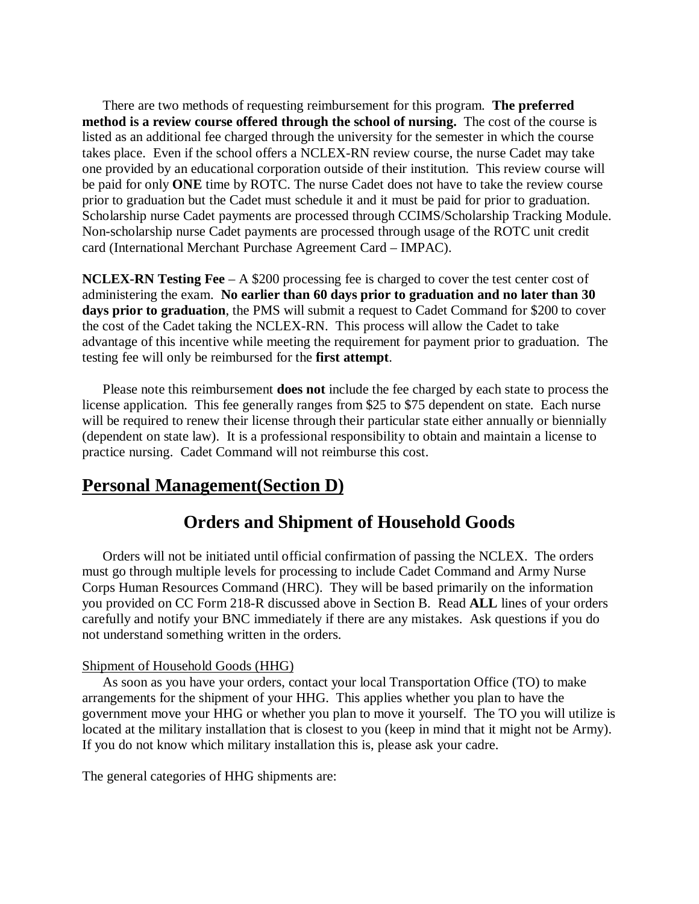There are two methods of requesting reimbursement for this program. **The preferred method is a review course offered through the school of nursing.** The cost of the course is listed as an additional fee charged through the university for the semester in which the course takes place. Even if the school offers a NCLEX-RN review course, the nurse Cadet may take one provided by an educational corporation outside of their institution. This review course will be paid for only **ONE** time by ROTC. The nurse Cadet does not have to take the review course prior to graduation but the Cadet must schedule it and it must be paid for prior to graduation. Scholarship nurse Cadet payments are processed through CCIMS/Scholarship Tracking Module. Non-scholarship nurse Cadet payments are processed through usage of the ROTC unit credit card (International Merchant Purchase Agreement Card – IMPAC).

**NCLEX-RN Testing Fee** – A $200 processing fee is charged to cover the test center cost of administering the exam. **No earlier than 60 days prior to graduation and no later than 30 days prior to graduation**, the PMS will submit a request to Cadet Command for $200 to cover the cost of the Cadet taking the NCLEX-RN. This process will allow the Cadet to take advantage of this incentive while meeting the requirement for payment prior to graduation. The testing fee will only be reimbursed for the **first attempt**.

Please note this reimbursement **does not** include the fee charged by each state to process the license application. This fee generally ranges from $25 to $75 dependent on state. Each nurse will be required to renew their license through their particular state either annually or biennially (dependent on state law). It is a professional responsibility to obtain and maintain a license to practice nursing. Cadet Command will not reimburse this cost.

## Personal Management(Section D)

## Orders and Shipment of Household Goods

Orders will not be initiated until official confirmation of passing the NCLEX. The orders must go through multiple levels for processing to include Cadet Command and Army Nurse Corps Human Resources Command (HRC). They will be based primarily on the information you provided on CC Form 218-R discussed above in Section B. Read **ALL** lines of your orders carefully and notify your BNC immediately if there are any mistakes. Ask questions if you do not understand something written in the orders.

Shipment of Household Goods (HHG)

As soon as you have your orders, contact your local Transportation Office (TO) to make arrangements for the shipment of your HHG. This applies whether you plan to have the government move your HHG or whether you plan to move it yourself. The TO you will utilize is located at the military installation that is closest to you (keep in mind that it might not be Army). If you do not know which military installation this is, please ask your cadre.

The general categories of HHG shipments are: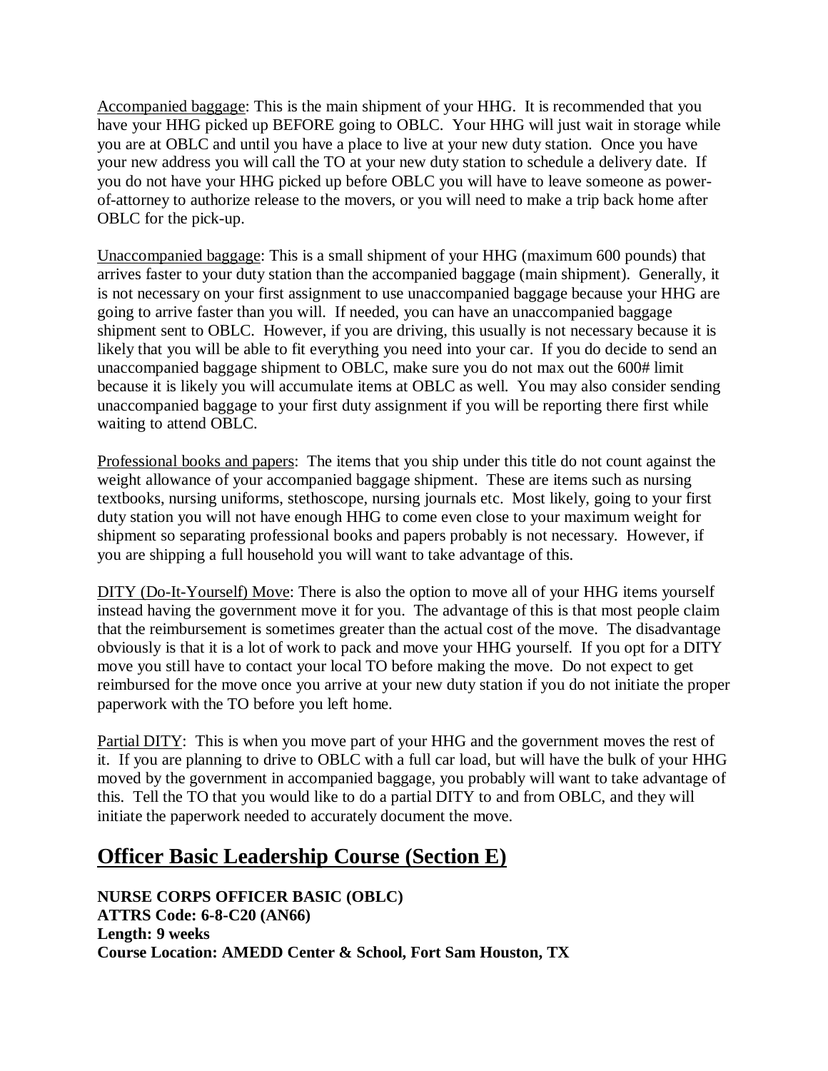Accompanied baggage: This is the main shipment of your HHG. It is recommended that you have your HHG picked up BEFORE going to OBLC. Your HHG will just wait in storage while you are at OBLC and until you have a place to live at your new duty station. Once you have your new address you will call the TO at your new duty station to schedule a delivery date. If you do not have your HHG picked up before OBLC you will have to leave someone as power-of-attorney to authorize release to the movers, or you will need to make a trip back home after OBLC for the pick-up.

Unaccompanied baggage: This is a small shipment of your HHG (maximum 600 pounds) that arrives faster to your duty station than the accompanied baggage (main shipment). Generally, it is not necessary on your first assignment to use unaccompanied baggage because your HHG are going to arrive faster than you will. If needed, you can have an unaccompanied baggage shipment sent to OBLC. However, if you are driving, this usually is not necessary because it is likely that you will be able to fit everything you need into your car. If you do decide to send an unaccompanied baggage shipment to OBLC, make sure you do not max out the 600# limit because it is likely you will accumulate items at OBLC as well. You may also consider sending unaccompanied baggage to your first duty assignment if you will be reporting there first while waiting to attend OBLC.

Professional books and papers: The items that you ship under this title do not count against the weight allowance of your accompanied baggage shipment. These are items such as nursing textbooks, nursing uniforms, stethoscope, nursing journals etc. Most likely, going to your first duty station you will not have enough HHG to come even close to your maximum weight for shipment so separating professional books and papers probably is not necessary. However, if you are shipping a full household you will want to take advantage of this.

DITY (Do-It-Yourself) Move: There is also the option to move all of your HHG items yourself instead having the government move it for you. The advantage of this is that most people claim that the reimbursement is sometimes greater than the actual cost of the move. The disadvantage obviously is that it is a lot of work to pack and move your HHG yourself. If you opt for a DITY move you still have to contact your local TO before making the move. Do not expect to get reimbursed for the move once you arrive at your new duty station if you do not initiate the proper paperwork with the TO before you left home.

Partial DITY: This is when you move part of your HHG and the government moves the rest of it. If you are planning to drive to OBLC with a full car load, but will have the bulk of your HHG moved by the government in accompanied baggage, you probably will want to take advantage of this. Tell the TO that you would like to do a partial DITY to and from OBLC, and they will initiate the paperwork needed to accurately document the move.

## Officer Basic Leadership Course (Section E)

**NURSE CORPS OFFICER BASIC (OBLC)**
**ATTRS Code: 6-8-C20 (AN66)**
**Length: 9 weeks**
**Course Location: AMEDD Center & School, Fort Sam Houston, TX**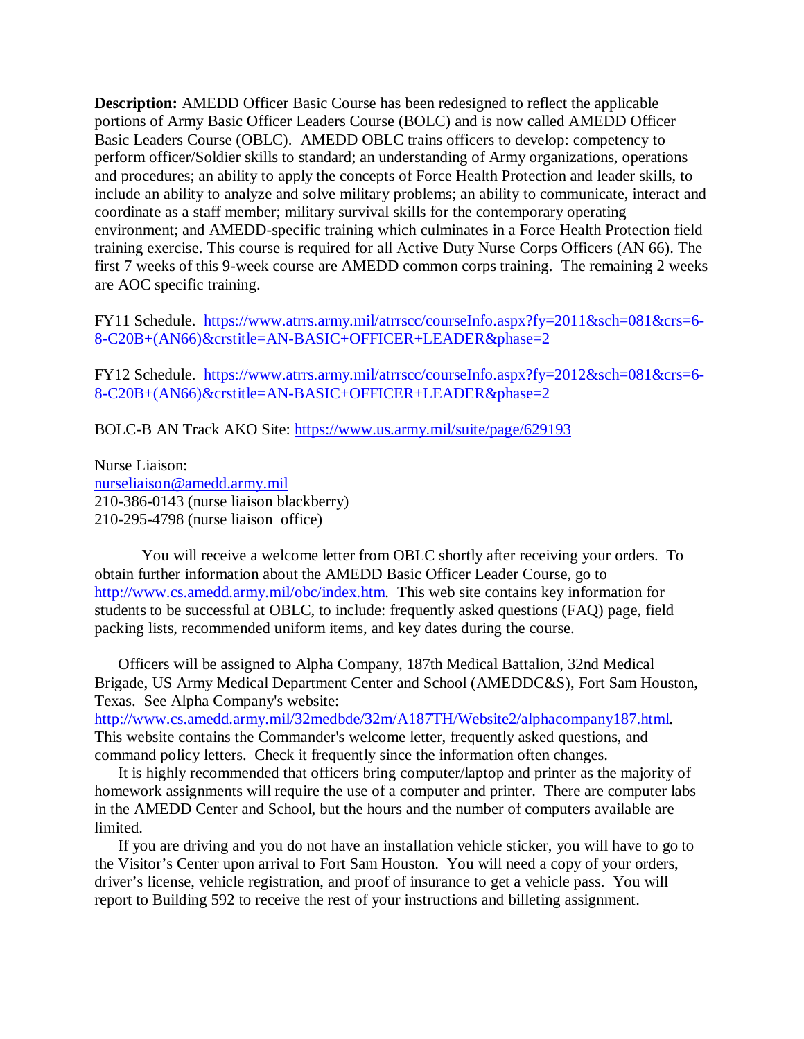**Description:** AMEDD Officer Basic Course has been redesigned to reflect the applicable portions of Army Basic Officer Leaders Course (BOLC) and is now called AMEDD Officer Basic Leaders Course (OBLC). AMEDD OBLC trains officers to develop: competency to perform officer/Soldier skills to standard; an understanding of Army organizations, operations and procedures; an ability to apply the concepts of Force Health Protection and leader skills, to include an ability to analyze and solve military problems; an ability to communicate, interact and coordinate as a staff member; military survival skills for the contemporary operating environment; and AMEDD-specific training which culminates in a Force Health Protection field training exercise. This course is required for all Active Duty Nurse Corps Officers (AN 66). The first 7 weeks of this 9-week course are AMEDD common corps training. The remaining 2 weeks are AOC specific training.

FY11 Schedule. https://www.atrrs.army.mil/atrrscc/courseInfo.aspx?fy=2011&sch=081&crs=6-8-C20B+(AN66)&crstitle=AN-BASIC+OFFICER+LEADER&phase=2

FY12 Schedule. https://www.atrrs.army.mil/atrrscc/courseInfo.aspx?fy=2012&sch=081&crs=6-8-C20B+(AN66)&crstitle=AN-BASIC+OFFICER+LEADER&phase=2

BOLC-B AN Track AKO Site: https://www.us.army.mil/suite/page/629193

Nurse Liaison:
nurseliaison@amedd.army.mil
210-386-0143 (nurse liaison blackberry)
210-295-4798 (nurse liaison office)

You will receive a welcome letter from OBLC shortly after receiving your orders. To obtain further information about the AMEDD Basic Officer Leader Course, go to http://www.cs.amedd.army.mil/obc/index.htm. This web site contains key information for students to be successful at OBLC, to include: frequently asked questions (FAQ) page, field packing lists, recommended uniform items, and key dates during the course.

Officers will be assigned to Alpha Company, 187th Medical Battalion, 32nd Medical Brigade, US Army Medical Department Center and School (AMEDDC&S), Fort Sam Houston, Texas. See Alpha Company's website: http://www.cs.amedd.army.mil/32medbde/32m/A187TH/Website2/alphacompany187.html. This website contains the Commander's welcome letter, frequently asked questions, and command policy letters. Check it frequently since the information often changes.

It is highly recommended that officers bring computer/laptop and printer as the majority of homework assignments will require the use of a computer and printer. There are computer labs in the AMEDD Center and School, but the hours and the number of computers available are limited.

If you are driving and you do not have an installation vehicle sticker, you will have to go to the Visitor's Center upon arrival to Fort Sam Houston. You will need a copy of your orders, driver's license, vehicle registration, and proof of insurance to get a vehicle pass. You will report to Building 592 to receive the rest of your instructions and billeting assignment.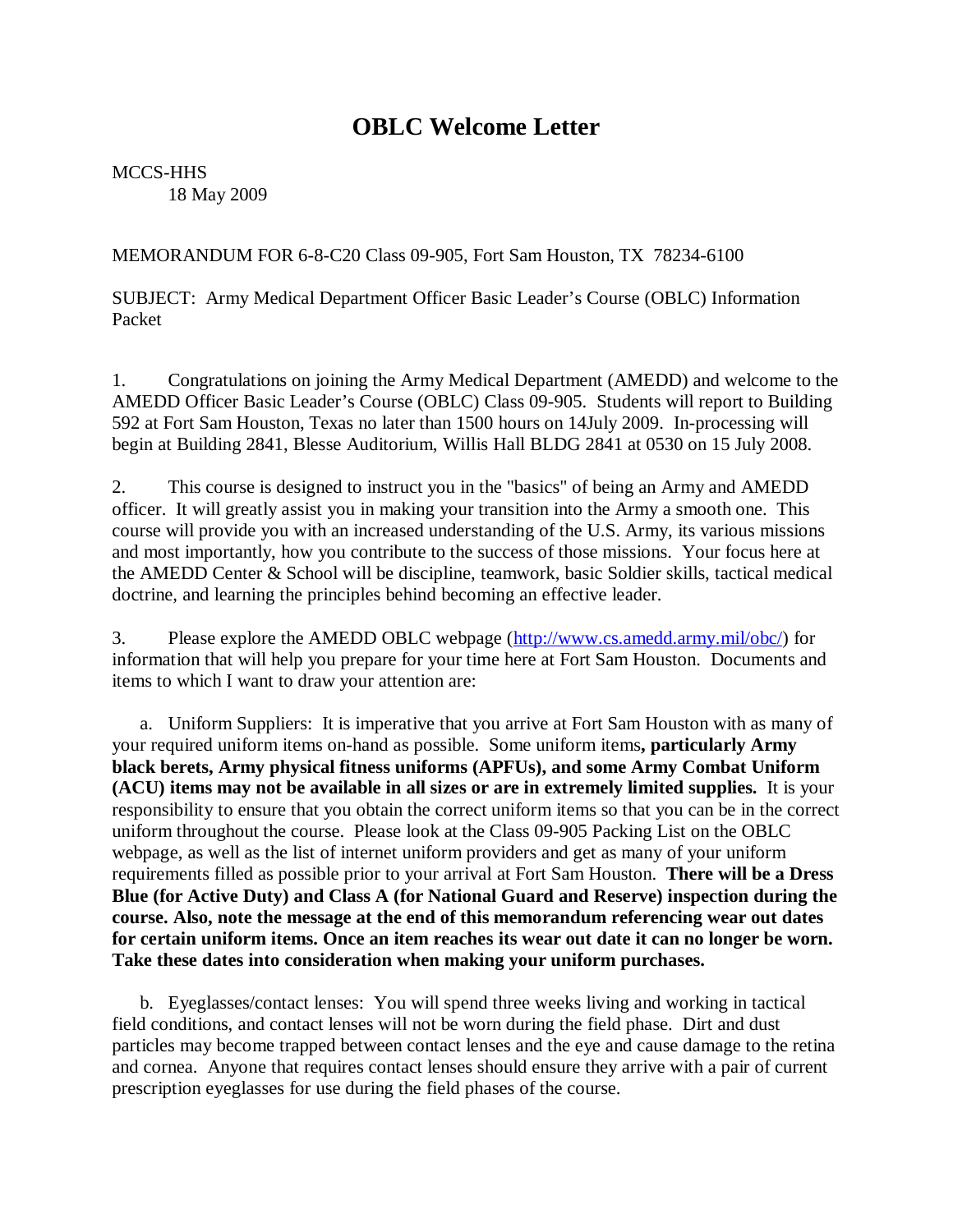# OBLC Welcome Letter

MCCS-HHS
18 May 2009

MEMORANDUM FOR 6-8-C20 Class 09-905, Fort Sam Houston, TX 78234-6100

SUBJECT: Army Medical Department Officer Basic Leader's Course (OBLC) Information Packet

1. Congratulations on joining the Army Medical Department (AMEDD) and welcome to the AMEDD Officer Basic Leader's Course (OBLC) Class 09-905. Students will report to Building 592 at Fort Sam Houston, Texas no later than 1500 hours on 14July 2009. In-processing will begin at Building 2841, Blesse Auditorium, Willis Hall BLDG 2841 at 0530 on 15 July 2008.

2. This course is designed to instruct you in the "basics" of being an Army and AMEDD officer. It will greatly assist you in making your transition into the Army a smooth one. This course will provide you with an increased understanding of the U.S. Army, its various missions and most importantly, how you contribute to the success of those missions. Your focus here at the AMEDD Center & School will be discipline, teamwork, basic Soldier skills, tactical medical doctrine, and learning the principles behind becoming an effective leader.

3. Please explore the AMEDD OBLC webpage (http://www.cs.amedd.army.mil/obc/) for information that will help you prepare for your time here at Fort Sam Houston. Documents and items to which I want to draw your attention are:

a. Uniform Suppliers: It is imperative that you arrive at Fort Sam Houston with as many of your required uniform items on-hand as possible. Some uniform items**, particularly Army black berets, Army physical fitness uniforms (APFUs), and some Army Combat Uniform (ACU) items may not be available in all sizes or are in extremely limited supplies.** It is your responsibility to ensure that you obtain the correct uniform items so that you can be in the correct uniform throughout the course. Please look at the Class 09-905 Packing List on the OBLC webpage, as well as the list of internet uniform providers and get as many of your uniform requirements filled as possible prior to your arrival at Fort Sam Houston. **There will be a Dress Blue (for Active Duty) and Class A (for National Guard and Reserve) inspection during the course. Also, note the message at the end of this memorandum referencing wear out dates for certain uniform items. Once an item reaches its wear out date it can no longer be worn. Take these dates into consideration when making your uniform purchases.**

b. Eyeglasses/contact lenses: You will spend three weeks living and working in tactical field conditions, and contact lenses will not be worn during the field phase. Dirt and dust particles may become trapped between contact lenses and the eye and cause damage to the retina and cornea. Anyone that requires contact lenses should ensure they arrive with a pair of current prescription eyeglasses for use during the field phases of the course.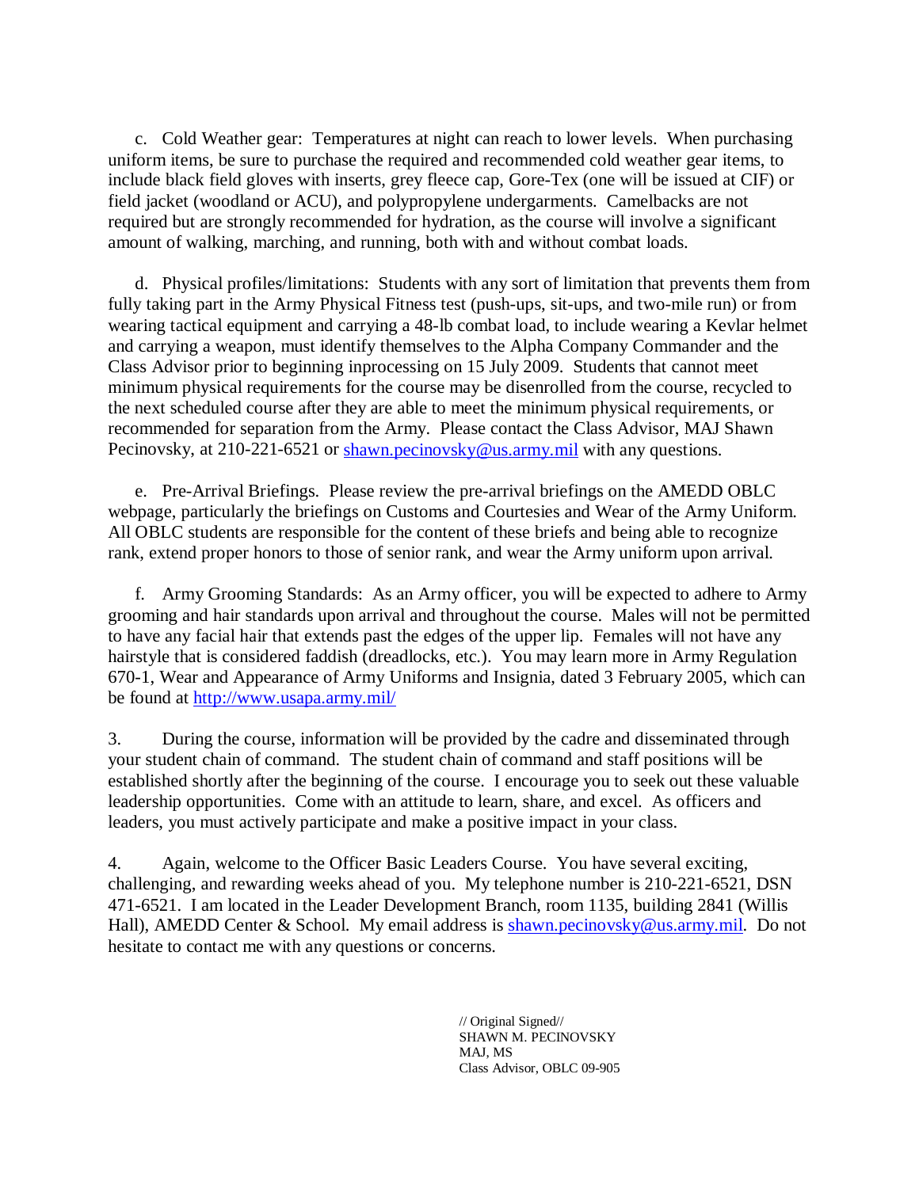c. Cold Weather gear: Temperatures at night can reach to lower levels. When purchasing uniform items, be sure to purchase the required and recommended cold weather gear items, to include black field gloves with inserts, grey fleece cap, Gore-Tex (one will be issued at CIF) or field jacket (woodland or ACU), and polypropylene undergarments. Camelbacks are not required but are strongly recommended for hydration, as the course will involve a significant amount of walking, marching, and running, both with and without combat loads.

d. Physical profiles/limitations: Students with any sort of limitation that prevents them from fully taking part in the Army Physical Fitness test (push-ups, sit-ups, and two-mile run) or from wearing tactical equipment and carrying a 48-lb combat load, to include wearing a Kevlar helmet and carrying a weapon, must identify themselves to the Alpha Company Commander and the Class Advisor prior to beginning inprocessing on 15 July 2009. Students that cannot meet minimum physical requirements for the course may be disenrolled from the course, recycled to the next scheduled course after they are able to meet the minimum physical requirements, or recommended for separation from the Army. Please contact the Class Advisor, MAJ Shawn Pecinovsky, at 210-221-6521 or [shawn.pecinovsky@us.army.mil](mailto:shawn.pecinovsky@us.army.mil) with any questions.

e. Pre-Arrival Briefings. Please review the pre-arrival briefings on the AMEDD OBLC webpage, particularly the briefings on Customs and Courtesies and Wear of the Army Uniform. All OBLC students are responsible for the content of these briefs and being able to recognize rank, extend proper honors to those of senior rank, and wear the Army uniform upon arrival.

f. Army Grooming Standards: As an Army officer, you will be expected to adhere to Army grooming and hair standards upon arrival and throughout the course. Males will not be permitted to have any facial hair that extends past the edges of the upper lip. Females will not have any hairstyle that is considered faddish (dreadlocks, etc.). You may learn more in Army Regulation 670-1, Wear and Appearance of Army Uniforms and Insignia, dated 3 February 2005, which can be found at [http://www.usapa.army.mil/](http://www.usapa.army.mil/)

3. During the course, information will be provided by the cadre and disseminated through your student chain of command. The student chain of command and staff positions will be established shortly after the beginning of the course. I encourage you to seek out these valuable leadership opportunities. Come with an attitude to learn, share, and excel. As officers and leaders, you must actively participate and make a positive impact in your class.

4. Again, welcome to the Officer Basic Leaders Course. You have several exciting, challenging, and rewarding weeks ahead of you. My telephone number is 210-221-6521, DSN 471-6521. I am located in the Leader Development Branch, room 1135, building 2841 (Willis Hall), AMEDD Center & School. My email address is [shawn.pecinovsky@us.army.mil](mailto:shawn.pecinovsky@us.army.mil). Do not hesitate to contact me with any questions or concerns.

// Original Signed//
SHAWN M. PECINOVSKY
MAJ, MS
Class Advisor, OBLC 09-905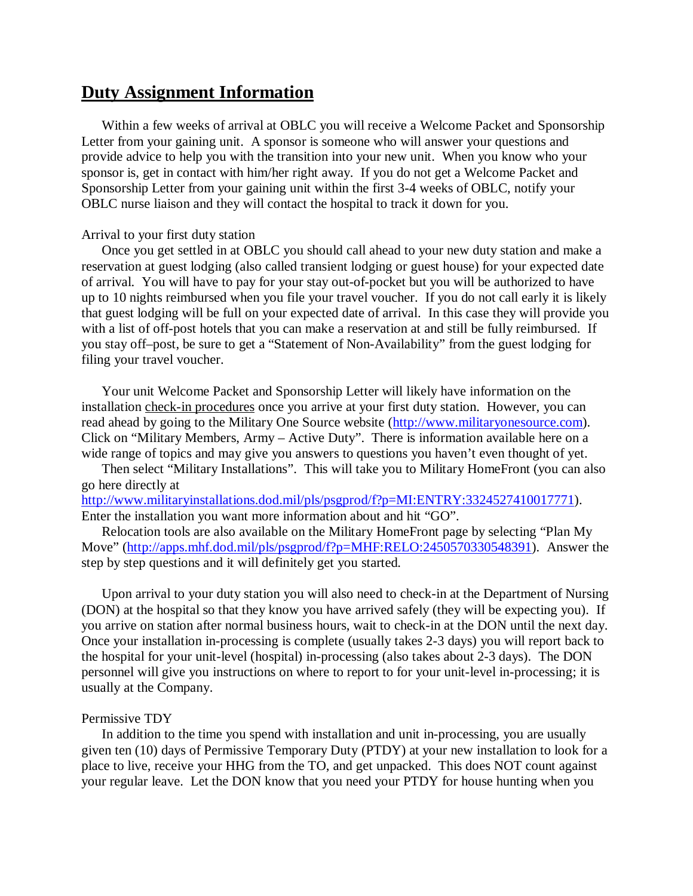# **Duty Assignment Information**

Within a few weeks of arrival at OBLC you will receive a Welcome Packet and Sponsorship Letter from your gaining unit. A sponsor is someone who will answer your questions and provide advice to help you with the transition into your new unit. When you know who your sponsor is, get in contact with him/her right away. If you do not get a Welcome Packet and Sponsorship Letter from your gaining unit within the first 3-4 weeks of OBLC, notify your OBLC nurse liaison and they will contact the hospital to track it down for you.

Arrival to your first duty station

Once you get settled in at OBLC you should call ahead to your new duty station and make a reservation at guest lodging (also called transient lodging or guest house) for your expected date of arrival. You will have to pay for your stay out-of-pocket but you will be authorized to have up to 10 nights reimbursed when you file your travel voucher. If you do not call early it is likely that guest lodging will be full on your expected date of arrival. In this case they will provide you with a list of off-post hotels that you can make a reservation at and still be fully reimbursed. If you stay off–post, be sure to get a "Statement of Non-Availability" from the guest lodging for filing your travel voucher.

Your unit Welcome Packet and Sponsorship Letter will likely have information on the installation check-in procedures once you arrive at your first duty station. However, you can read ahead by going to the Military One Source website (http://www.militaryonesource.com). Click on "Military Members, Army – Active Duty". There is information available here on a wide range of topics and may give you answers to questions you haven't even thought of yet.

Then select "Military Installations". This will take you to Military HomeFront (you can also go here directly at http://www.militaryinstallations.dod.mil/pls/psgprod/f?p=MI:ENTRY:3324527410017771). Enter the installation you want more information about and hit "GO".

Relocation tools are also available on the Military HomeFront page by selecting "Plan My Move" (http://apps.mhf.dod.mil/pls/psgprod/f?p=MHF:RELO:2450570330548391). Answer the step by step questions and it will definitely get you started.

Upon arrival to your duty station you will also need to check-in at the Department of Nursing (DON) at the hospital so that they know you have arrived safely (they will be expecting you). If you arrive on station after normal business hours, wait to check-in at the DON until the next day. Once your installation in-processing is complete (usually takes 2-3 days) you will report back to the hospital for your unit-level (hospital) in-processing (also takes about 2-3 days). The DON personnel will give you instructions on where to report to for your unit-level in-processing; it is usually at the Company.

Permissive TDY

In addition to the time you spend with installation and unit in-processing, you are usually given ten (10) days of Permissive Temporary Duty (PTDY) at your new installation to look for a place to live, receive your HHG from the TO, and get unpacked. This does NOT count against your regular leave. Let the DON know that you need your PTDY for house hunting when you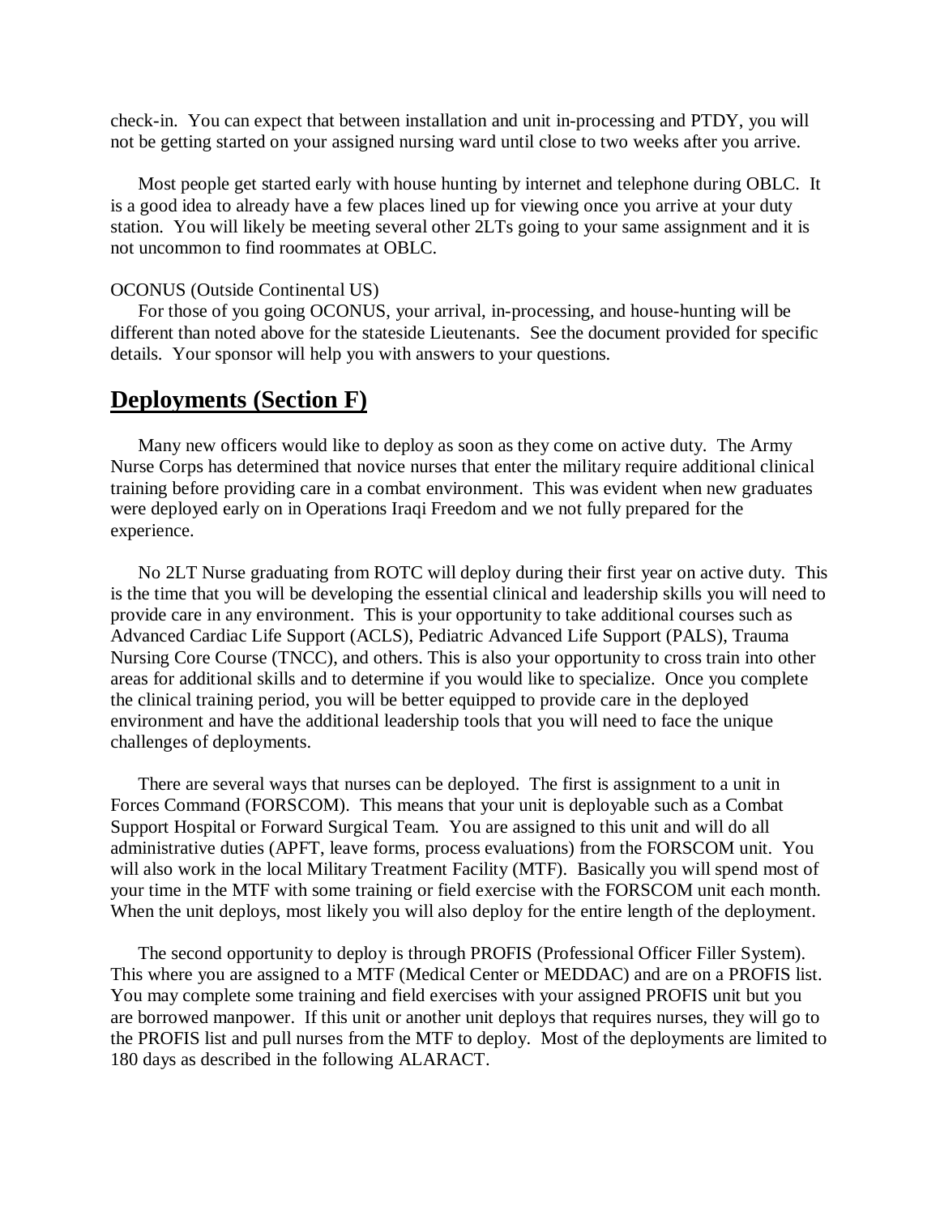check-in. You can expect that between installation and unit in-processing and PTDY, you will not be getting started on your assigned nursing ward until close to two weeks after you arrive.

Most people get started early with house hunting by internet and telephone during OBLC. It is a good idea to already have a few places lined up for viewing once you arrive at your duty station. You will likely be meeting several other 2LTs going to your same assignment and it is not uncommon to find roommates at OBLC.

OCONUS (Outside Continental US)

For those of you going OCONUS, your arrival, in-processing, and house-hunting will be different than noted above for the stateside Lieutenants. See the document provided for specific details. Your sponsor will help you with answers to your questions.

## **Deployments (Section F)**

Many new officers would like to deploy as soon as they come on active duty. The Army Nurse Corps has determined that novice nurses that enter the military require additional clinical training before providing care in a combat environment. This was evident when new graduates were deployed early on in Operations Iraqi Freedom and we not fully prepared for the experience.

No 2LT Nurse graduating from ROTC will deploy during their first year on active duty. This is the time that you will be developing the essential clinical and leadership skills you will need to provide care in any environment. This is your opportunity to take additional courses such as Advanced Cardiac Life Support (ACLS), Pediatric Advanced Life Support (PALS), Trauma Nursing Core Course (TNCC), and others. This is also your opportunity to cross train into other areas for additional skills and to determine if you would like to specialize. Once you complete the clinical training period, you will be better equipped to provide care in the deployed environment and have the additional leadership tools that you will need to face the unique challenges of deployments.

There are several ways that nurses can be deployed. The first is assignment to a unit in Forces Command (FORSCOM). This means that your unit is deployable such as a Combat Support Hospital or Forward Surgical Team. You are assigned to this unit and will do all administrative duties (APFT, leave forms, process evaluations) from the FORSCOM unit. You will also work in the local Military Treatment Facility (MTF). Basically you will spend most of your time in the MTF with some training or field exercise with the FORSCOM unit each month. When the unit deploys, most likely you will also deploy for the entire length of the deployment.

The second opportunity to deploy is through PROFIS (Professional Officer Filler System). This where you are assigned to a MTF (Medical Center or MEDDAC) and are on a PROFIS list. You may complete some training and field exercises with your assigned PROFIS unit but you are borrowed manpower. If this unit or another unit deploys that requires nurses, they will go to the PROFIS list and pull nurses from the MTF to deploy. Most of the deployments are limited to 180 days as described in the following ALARACT.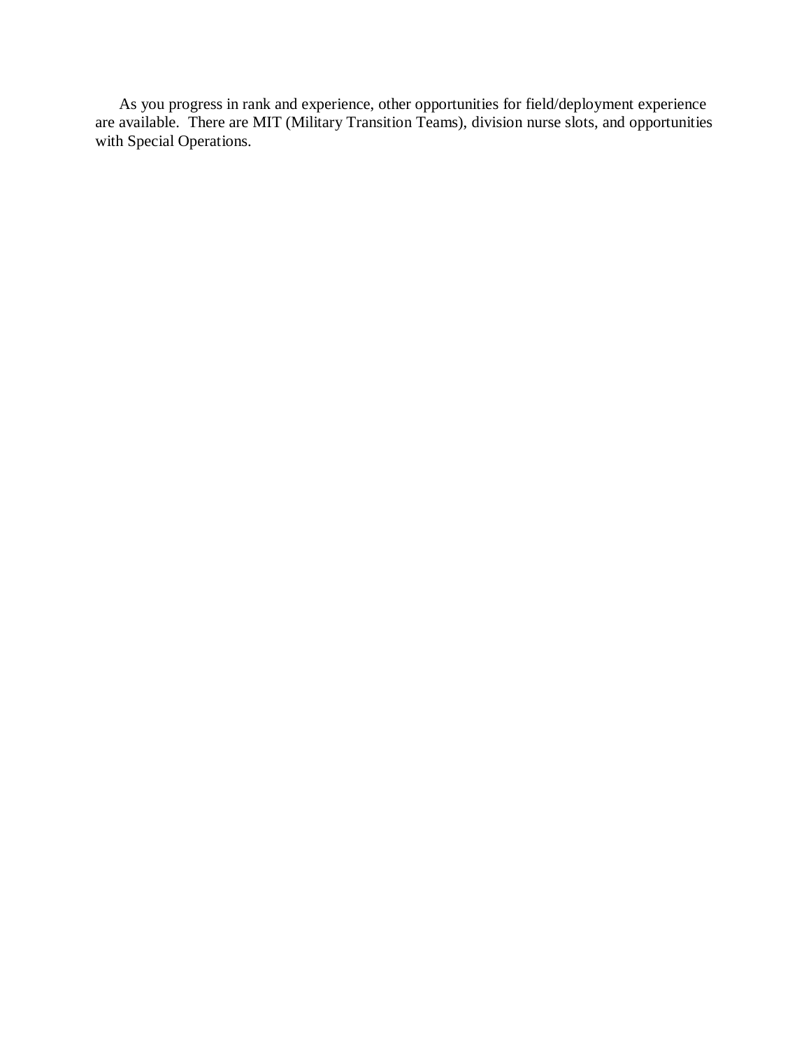As you progress in rank and experience, other opportunities for field/deployment experience are available. There are MIT (Military Transition Teams), division nurse slots, and opportunities with Special Operations.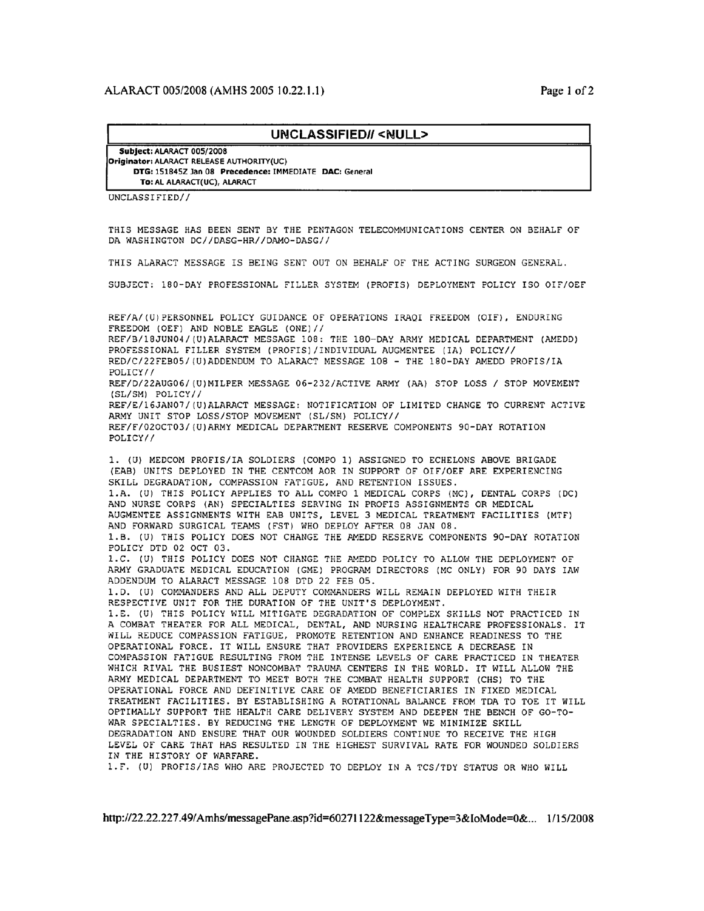**UNCLASSIFIED// <NULL>**

**Subject:** ALARACT 005/2008
**Originator:** ALARACT RELEASE AUTHORITY(UC)
**DTG:** 151845Z Jan 08 **Precedence:** IMMEDIATE **DAC:** General
**To:** AL ALARACT(UC), ALARACT

UNCLASSIFIED//

THIS MESSAGE HAS BEEN SENT BY THE PENTAGON TELECOMMUNICATIONS CENTER ON BEHALF OF DA WASHINGTON DC//DASG-HR//DAMO-DASG//

THIS ALARACT MESSAGE IS BEING SENT OUT ON BEHALF OF THE ACTING SURGEON GENERAL.

SUBJECT: 180-DAY PROFESSIONAL FILLER SYSTEM (PROFIS) DEPLOYMENT POLICY ISO OIF/OEF

REF/A/(U)PERSONNEL POLICY GUIDANCE OF OPERATIONS IRAQI FREEDOM (OIF), ENDURING FREEDOM (OEF) AND NOBLE EAGLE (ONE)//
REF/B/18JUN04/(U)ALARACT MESSAGE 108: THE 180-DAY ARMY MEDICAL DEPARTMENT (AMEDD) PROFESSIONAL FILLER SYSTEM (PROFIS)/INDIVIDUAL AUGMENTEE (IA) POLICY//
RED/C/22FEB05/(U)ADDENDUM TO ALARACT MESSAGE 108 - THE 180-DAY AMEDD PROFIS/IA POLICY//
REF/D/22AUG06/(U)MILPER MESSAGE 06-232/ACTIVE ARMY (AA) STOP LOSS / STOP MOVEMENT (SL/SM) POLICY//
REF/E/16JAN07/(U)ALARACT MESSAGE: NOTIFICATION OF LIMITED CHANGE TO CURRENT ACTIVE ARMY UNIT STOP LOSS/STOP MOVEMENT (SL/SM) POLICY//
REF/F/02OCT03/(U)ARMY MEDICAL DEPARTMENT RESERVE COMPONENTS 90-DAY ROTATION POLICY//

1. (U) MEDCOM PROFIS/IA SOLDIERS (COMPO 1) ASSIGNED TO ECHELONS ABOVE BRIGADE (EAB) UNITS DEPLOYED IN THE CENTCOM AOR IN SUPPORT OF OIF/OEF ARE EXPERIENCING SKILL DEGRADATION, COMPASSION FATIGUE, AND RETENTION ISSUES.
1.A. (U) THIS POLICY APPLIES TO ALL COMPO 1 MEDICAL CORPS (MC), DENTAL CORPS (DC) AND NURSE CORPS (AN) SPECIALTIES SERVING IN PROFIS ASSIGNMENTS OR MEDICAL AUGMENTEE ASSIGNMENTS WITH EAB UNITS, LEVEL 3 MEDICAL TREATMENT FACILITIES (MTF) AND FORWARD SURGICAL TEAMS (FST) WHO DEPLOY AFTER 08 JAN 08.
1.B. (U) THIS POLICY DOES NOT CHANGE THE AMEDD RESERVE COMPONENTS 90-DAY ROTATION POLICY DTD 02 OCT 03.
1.C. (U) THIS POLICY DOES NOT CHANGE THE AMEDD POLICY TO ALLOW THE DEPLOYMENT OF ARMY GRADUATE MEDICAL EDUCATION (GME) PROGRAM DIRECTORS (MC ONLY) FOR 90 DAYS IAW ADDENDUM TO ALARACT MESSAGE 108 DTD 22 FEB 05.
1.D. (U) COMMANDERS AND ALL DEPUTY COMMANDERS WILL REMAIN DEPLOYED WITH THEIR RESPECTIVE UNIT FOR THE DURATION OF THE UNIT'S DEPLOYMENT.
1.E. (U) THIS POLICY WILL MITIGATE DEGRADATION OF COMPLEX SKILLS NOT PRACTICED IN A COMBAT THEATER FOR ALL MEDICAL, DENTAL, AND NURSING HEALTHCARE PROFESSIONALS. IT WILL REDUCE COMPASSION FATIGUE, PROMOTE RETENTION AND ENHANCE READINESS TO THE OPERATIONAL FORCE. IT WILL ENSURE THAT PROVIDERS EXPERIENCE A DECREASE IN COMPASSION FATIGUE RESULTING FROM THE INTENSE LEVELS OF CARE PRACTICED IN THEATER WHICH RIVAL THE BUSIEST NONCOMBAT TRAUMA CENTERS IN THE WORLD. IT WILL ALLOW THE ARMY MEDICAL DEPARTMENT TO MEET BOTH THE COMBAT HEALTH SUPPORT (CHS) TO THE OPERATIONAL FORCE AND DEFINITIVE CARE OF AMEDD BENEFICIARIES IN FIXED MEDICAL TREATMENT FACILITIES. BY ESTABLISHING A ROTATIONAL BALANCE FROM TDA TO TOE IT WILL OPTIMALLY SUPPORT THE HEALTH CARE DELIVERY SYSTEM AND DEEPEN THE BENCH OF GO-TO-WAR SPECIALTIES. BY REDUCING THE LENGTH OF DEPLOYMENT WE MINIMIZE SKILL DEGRADATION AND ENSURE THAT OUR WOUNDED SOLDIERS CONTINUE TO RECEIVE THE HIGH LEVEL OF CARE THAT HAS RESULTED IN THE HIGHEST SURVIVAL RATE FOR WOUNDED SOLDIERS IN THE HISTORY OF WARFARE.
1.F. (U) PROFIS/IAS WHO ARE PROJECTED TO DEPLOY IN A TCS/TDY STATUS OR WHO WILL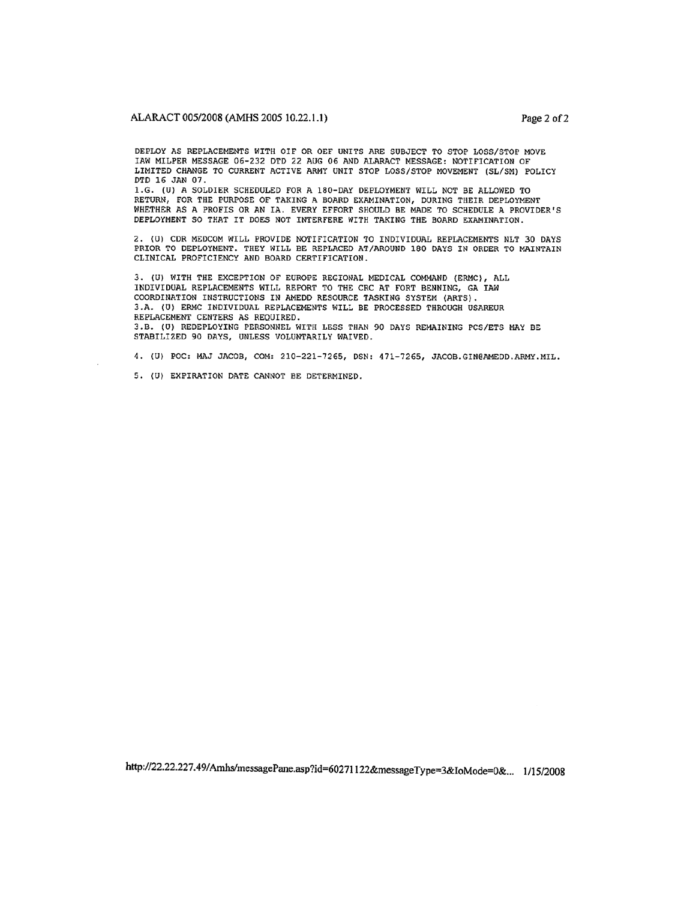DEPLOY AS REPLACEMENTS WITH OIF OR OEF UNITS ARE SUBJECT TO STOP LOSS/STOP MOVE IAW MILPER MESSAGE 06-232 DTD 22 AUG 06 AND ALARACT MESSAGE: NOTIFICATION OF LIMITED CHANGE TO CURRENT ACTIVE ARMY UNIT STOP LOSS/STOP MOVEMENT (SL/SM) POLICY DTD 16 JAN 07.

1.G. (U) A SOLDIER SCHEDULED FOR A 180-DAY DEPLOYMENT WILL NOT BE ALLOWED TO RETURN, FOR THE PURPOSE OF TAKING A BOARD EXAMINATION, DURING THEIR DEPLOYMENT WHETHER AS A PROFIS OR AN IA. EVERY EFFORT SHOULD BE MADE TO SCHEDULE A PROVIDER'S DEPLOYMENT SO THAT IT DOES NOT INTERFERE WITH TAKING THE BOARD EXAMINATION.

2. (U) CDR MEDCOM WILL PROVIDE NOTIFICATION TO INDIVIDUAL REPLACEMENTS NLT 30 DAYS PRIOR TO DEPLOYMENT. THEY WILL BE REPLACED AT/AROUND 180 DAYS IN ORDER TO MAINTAIN CLINICAL PROFICIENCY AND BOARD CERTIFICATION.

3. (U) WITH THE EXCEPTION OF EUROPE REGIONAL MEDICAL COMMAND (ERMC), ALL INDIVIDUAL REPLACEMENTS WILL REPORT TO THE CRC AT FORT BENNING, GA IAW COORDINATION INSTRUCTIONS IN AMEDD RESOURCE TASKING SYSTEM (ARTS).

3.A. (U) ERMC INDIVIDUAL REPLACEMENTS WILL BE PROCESSED THROUGH USAREUR REPLACEMENT CENTERS AS REQUIRED.

3.B. (U) REDEPLOYING PERSONNEL WITH LESS THAN 90 DAYS REMAINING PCS/ETS MAY BE STABILIZED 90 DAYS, UNLESS VOLUNTARILY WAIVED.

4. (U) POC: MAJ JACOB, COM: 210-221-7265, DSN: 471-7265, JACOB.GIN@AMEDD.ARMY.MIL.

5. (U) EXPIRATION DATE CANNOT BE DETERMINED.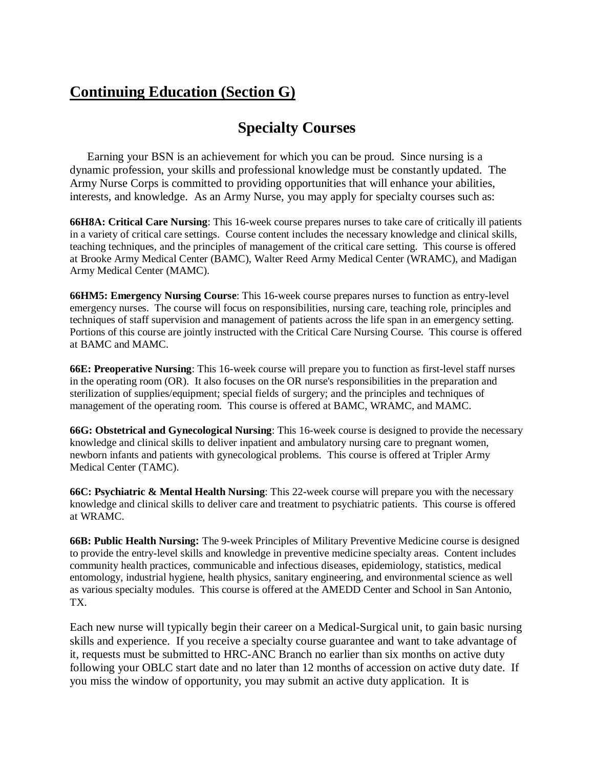## Continuing Education (Section G)

# Specialty Courses

Earning your BSN is an achievement for which you can be proud. Since nursing is a dynamic profession, your skills and professional knowledge must be constantly updated. The Army Nurse Corps is committed to providing opportunities that will enhance your abilities, interests, and knowledge. As an Army Nurse, you may apply for specialty courses such as:

**66H8A: Critical Care Nursing**: This 16-week course prepares nurses to take care of critically ill patients in a variety of critical care settings. Course content includes the necessary knowledge and clinical skills, teaching techniques, and the principles of management of the critical care setting. This course is offered at Brooke Army Medical Center (BAMC), Walter Reed Army Medical Center (WRAMC), and Madigan Army Medical Center (MAMC).

**66HM5: Emergency Nursing Course**: This 16-week course prepares nurses to function as entry-level emergency nurses. The course will focus on responsibilities, nursing care, teaching role, principles and techniques of staff supervision and management of patients across the life span in an emergency setting. Portions of this course are jointly instructed with the Critical Care Nursing Course. This course is offered at BAMC and MAMC.

**66E: Preoperative Nursing**: This 16-week course will prepare you to function as first-level staff nurses in the operating room (OR). It also focuses on the OR nurse's responsibilities in the preparation and sterilization of supplies/equipment; special fields of surgery; and the principles and techniques of management of the operating room. This course is offered at BAMC, WRAMC, and MAMC.

**66G: Obstetrical and Gynecological Nursing**: This 16-week course is designed to provide the necessary knowledge and clinical skills to deliver inpatient and ambulatory nursing care to pregnant women, newborn infants and patients with gynecological problems. This course is offered at Tripler Army Medical Center (TAMC).

**66C: Psychiatric & Mental Health Nursing**: This 22-week course will prepare you with the necessary knowledge and clinical skills to deliver care and treatment to psychiatric patients. This course is offered at WRAMC.

**66B: Public Health Nursing:** The 9-week Principles of Military Preventive Medicine course is designed to provide the entry-level skills and knowledge in preventive medicine specialty areas. Content includes community health practices, communicable and infectious diseases, epidemiology, statistics, medical entomology, industrial hygiene, health physics, sanitary engineering, and environmental science as well as various specialty modules. This course is offered at the AMEDD Center and School in San Antonio, TX.

Each new nurse will typically begin their career on a Medical-Surgical unit, to gain basic nursing skills and experience. If you receive a specialty course guarantee and want to take advantage of it, requests must be submitted to HRC-ANC Branch no earlier than six months on active duty following your OBLC start date and no later than 12 months of accession on active duty date. If you miss the window of opportunity, you may submit an active duty application. It is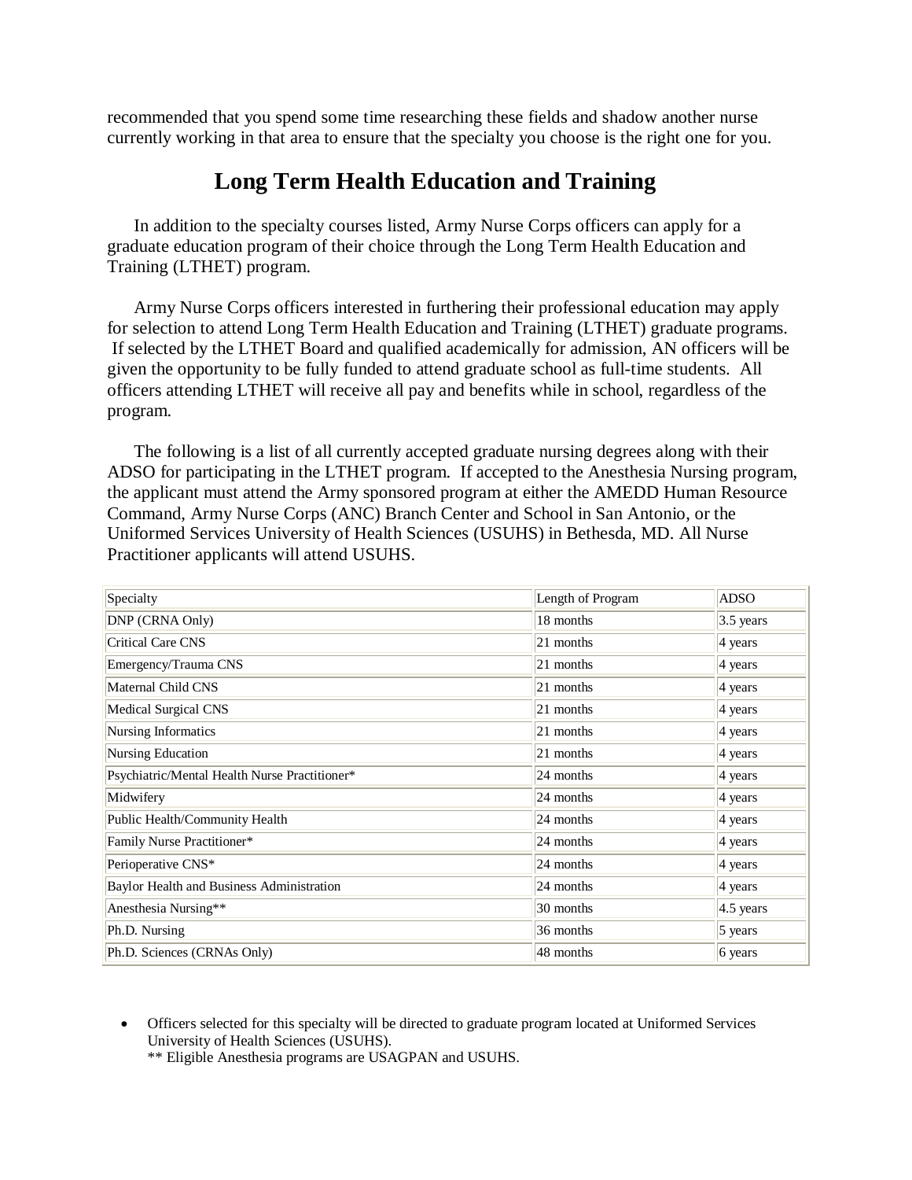recommended that you spend some time researching these fields and shadow another nurse currently working in that area to ensure that the specialty you choose is the right one for you.

## Long Term Health Education and Training

In addition to the specialty courses listed, Army Nurse Corps officers can apply for a graduate education program of their choice through the Long Term Health Education and Training (LTHET) program.

Army Nurse Corps officers interested in furthering their professional education may apply for selection to attend Long Term Health Education and Training (LTHET) graduate programs. If selected by the LTHET Board and qualified academically for admission, AN officers will be given the opportunity to be fully funded to attend graduate school as full-time students. All officers attending LTHET will receive all pay and benefits while in school, regardless of the program.

The following is a list of all currently accepted graduate nursing degrees along with their ADSO for participating in the LTHET program. If accepted to the Anesthesia Nursing program, the applicant must attend the Army sponsored program at either the AMEDD Human Resource Command, Army Nurse Corps (ANC) Branch Center and School in San Antonio, or the Uniformed Services University of Health Sciences (USUHS) in Bethesda, MD. All Nurse Practitioner applicants will attend USUHS.

| Specialty | Length of Program | ADSO |
|---|---|---|
| DNP (CRNA Only) | 18 months | 3.5 years |
| Critical Care CNS | 21 months | 4 years |
| Emergency/Trauma CNS | 21 months | 4 years |
| Maternal Child CNS | 21 months | 4 years |
| Medical Surgical CNS | 21 months | 4 years |
| Nursing Informatics | 21 months | 4 years |
| Nursing Education | 21 months | 4 years |
| Psychiatric/Mental Health Nurse Practitioner* | 24 months | 4 years |
| Midwifery | 24 months | 4 years |
| Public Health/Community Health | 24 months | 4 years |
| Family Nurse Practitioner* | 24 months | 4 years |
| Perioperative CNS* | 24 months | 4 years |
| Baylor Health and Business Administration | 24 months | 4 years |
| Anesthesia Nursing** | 30 months | 4.5 years |
| Ph.D. Nursing | 36 months | 5 years |
| Ph.D. Sciences (CRNAs Only) | 48 months | 6 years |

- Officers selected for this specialty will be directed to graduate program located at Uniformed Services University of Health Sciences (USUHS).
  ** Eligible Anesthesia programs are USAGPAN and USUHS.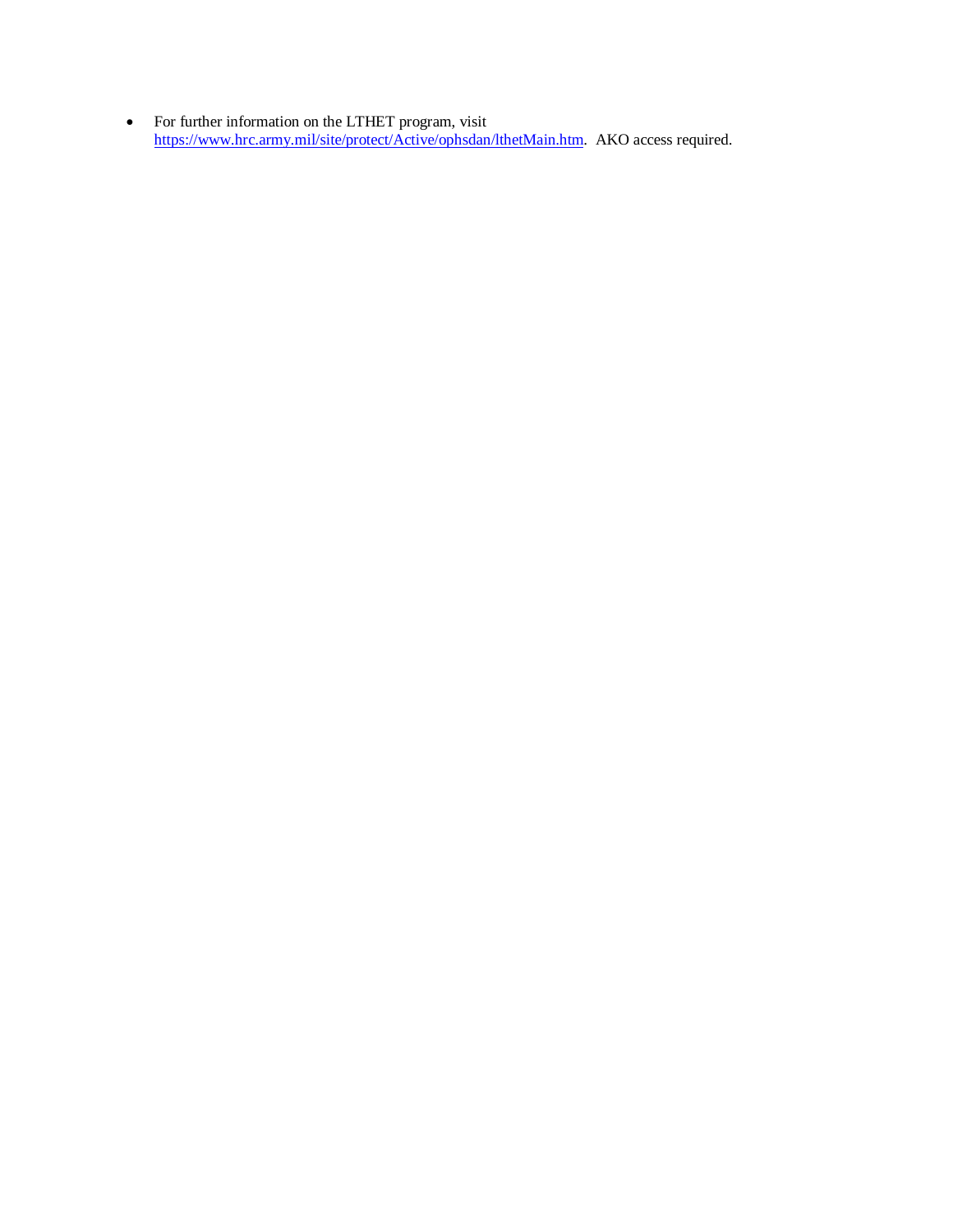- For further information on the LTHET program, visit https://www.hrc.army.mil/site/protect/Active/ophsdan/lthetMain.htm. AKO access required.